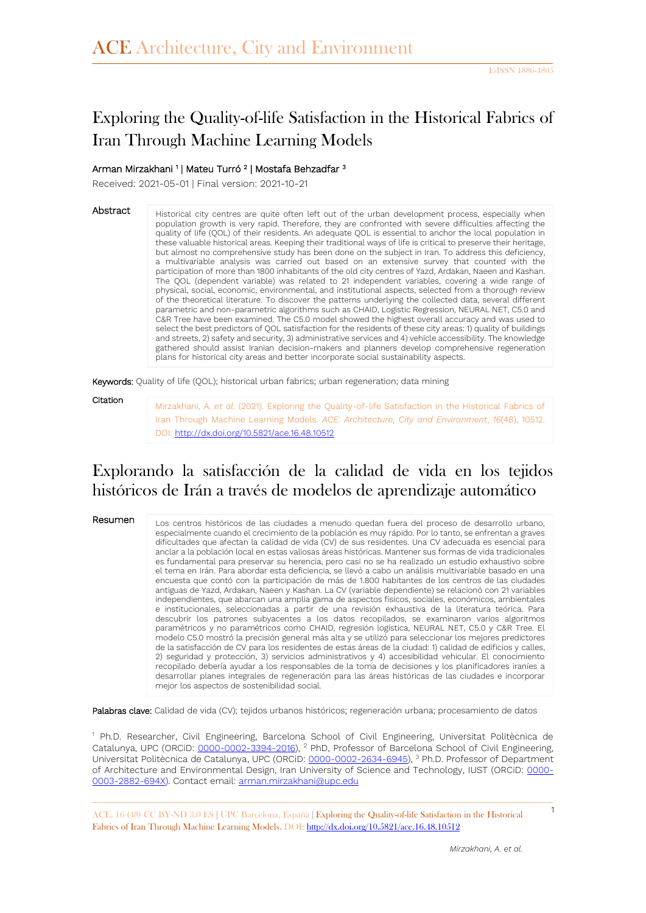# Exploring the Quality-of-life Satisfaction in the Historical Fabrics of Iran Through Machine Learning Models

Arman Mirzakhani [1] | Mateu Turró [2] | Mostafa Behzadfar [3]

Received: 2021-05-01 | Final version: 2021-10-21

**Abstract**

Historical city centres are quite often left out of the urban development process, especially when population growth is very rapid. Therefore, they are confronted with severe difficulties affecting the quality of life (QOL) of their residents. An adequate QOL is essential to anchor the local population in these valuable historical areas. Keeping their traditional ways of life is critical to preserve their heritage, but almost no comprehensive study has been done on the subject in Iran. To address this deficiency, a multivariable analysis was carried out based on an extensive survey that counted with the participation of more than 1800 inhabitants of the old city centres of Yazd, Ardakan, Naeen and Kashan. The QOL (dependent variable) was related to 21 independent variables, covering a wide range of physical, social, economic, environmental, and institutional aspects, selected from a thorough review of the theoretical literature. To discover the patterns underlying the collected data, several different parametric and non-parametric algorithms such as CHAID, Logistic Regression, NEURAL NET, C5.0 and C&R Tree have been examined. The C5.0 model showed the highest overall accuracy and was used to select the best predictors of QOL satisfaction for the residents of these city areas: 1) quality of buildings and streets, 2) safety and security, 3) administrative services and 4) vehicle accessibility. The knowledge gathered should assist Iranian decision-makers and planners develop comprehensive regeneration plans for historical city areas and better incorporate social sustainability aspects.

**Keywords:** Quality of life (QOL); historical urban fabrics; urban regeneration; data mining

**Citation**

Mirzakhani, A. *et al.* (2021). Exploring the Quality-of-life Satisfaction in the Historical Fabrics of Iran Through Machine Learning Models. *ACE: Architecture, City and Environment*, *16*(48), 10512. DOI: http://dx.doi.org/10.5821/ace.16.48.10512

# Explorando la satisfacción de la calidad de vida en los tejidos históricos de Irán a través de modelos de aprendizaje automático

**Resumen**

Los centros históricos de las ciudades a menudo quedan fuera del proceso de desarrollo urbano, especialmente cuando el crecimiento de la población es muy rápido. Por lo tanto, se enfrentan a graves dificultades que afectan la calidad de vida (CV) de sus residentes. Una CV adecuada es esencial para anclar a la población local en estas valiosas áreas históricas. Mantener sus formas de vida tradicionales es fundamental para preservar su herencia, pero casi no se ha realizado un estudio exhaustivo sobre el tema en Irán. Para abordar esta deficiencia, se llevó a cabo un análisis multivariable basado en una encuesta que contó con la participación de más de 1.800 habitantes de los centros de las ciudades antiguas de Yazd, Ardakan, Naeen y Kashan. La CV (variable dependiente) se relacionó con 21 variables independientes, que abarcan una amplia gama de aspectos físicos, sociales, económicos, ambientales e institucionales, seleccionadas a partir de una revisión exhaustiva de la literatura teórica. Para descubrir los patrones subyacentes a los datos recopilados, se examinaron varios algoritmos paramétricos y no paramétricos como CHAID, regresión logística, NEURAL NET, C5.0 y C&R Tree. El modelo C5.0 mostró la precisión general más alta y se utilizó para seleccionar los mejores predictores de la satisfacción de CV para los residentes de estas áreas de la ciudad: 1) calidad de edificios y calles, 2) seguridad y protección, 3) servicios administrativos y 4) accesibilidad vehicular. El conocimiento recopilado debería ayudar a los responsables de la toma de decisiones y los planificadores iraníes a desarrollar planes integrales de regeneración para las áreas históricas de las ciudades e incorporar mejor los aspectos de sostenibilidad social.

**Palabras clave:** Calidad de vida (CV); tejidos urbanos históricos; regeneración urbana; procesamiento de datos

[1] Ph.D. Researcher, Civil Engineering, Barcelona School of Civil Engineering, Universitat Politècnica de Catalunya, UPC (ORCiD: 0000-0002-3394-2016), [2] PhD, Professor of Barcelona School of Civil Engineering, Universitat Politècnica de Catalunya, UPC (ORCiD: 0000-0002-2634-6945), [3] Ph.D. Professor of Department of Architecture and Environmental Design, Iran University of Science and Technology, IUST (ORCiD: 0000-0003-2882-694X). Contact email: arman.mirzakhani@upc.edu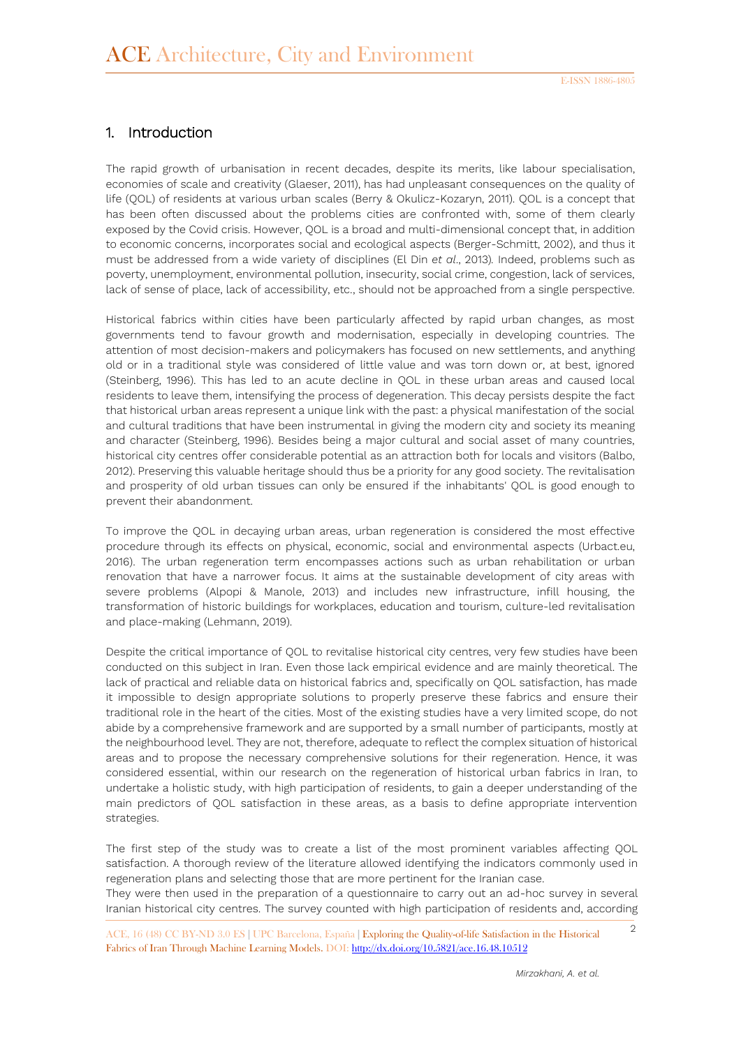## 1. Introduction

The rapid growth of urbanisation in recent decades, despite its merits, like labour specialisation, economies of scale and creativity (Glaeser, 2011), has had unpleasant consequences on the quality of life (QOL) of residents at various urban scales (Berry & Okulicz-Kozaryn, 2011). QOL is a concept that has been often discussed about the problems cities are confronted with, some of them clearly exposed by the Covid crisis. However, QOL is a broad and multi-dimensional concept that, in addition to economic concerns, incorporates social and ecological aspects (Berger-Schmitt, 2002), and thus it must be addressed from a wide variety of disciplines (El Din *et al*., 2013). Indeed, problems such as poverty, unemployment, environmental pollution, insecurity, social crime, congestion, lack of services, lack of sense of place, lack of accessibility, etc., should not be approached from a single perspective.

Historical fabrics within cities have been particularly affected by rapid urban changes, as most governments tend to favour growth and modernisation, especially in developing countries. The attention of most decision-makers and policymakers has focused on new settlements, and anything old or in a traditional style was considered of little value and was torn down or, at best, ignored (Steinberg, 1996). This has led to an acute decline in QOL in these urban areas and caused local residents to leave them, intensifying the process of degeneration. This decay persists despite the fact that historical urban areas represent a unique link with the past: a physical manifestation of the social and cultural traditions that have been instrumental in giving the modern city and society its meaning and character (Steinberg, 1996). Besides being a major cultural and social asset of many countries, historical city centres offer considerable potential as an attraction both for locals and visitors (Balbo, 2012). Preserving this valuable heritage should thus be a priority for any good society. The revitalisation and prosperity of old urban tissues can only be ensured if the inhabitants' QOL is good enough to prevent their abandonment.

To improve the QOL in decaying urban areas, urban regeneration is considered the most effective procedure through its effects on physical, economic, social and environmental aspects (Urbact.eu, 2016). The urban regeneration term encompasses actions such as urban rehabilitation or urban renovation that have a narrower focus. It aims at the sustainable development of city areas with severe problems (Alpopi & Manole, 2013) and includes new infrastructure, infill housing, the transformation of historic buildings for workplaces, education and tourism, culture-led revitalisation and place-making (Lehmann, 2019).

Despite the critical importance of QOL to revitalise historical city centres, very few studies have been conducted on this subject in Iran. Even those lack empirical evidence and are mainly theoretical. The lack of practical and reliable data on historical fabrics and, specifically on QOL satisfaction, has made it impossible to design appropriate solutions to properly preserve these fabrics and ensure their traditional role in the heart of the cities. Most of the existing studies have a very limited scope, do not abide by a comprehensive framework and are supported by a small number of participants, mostly at the neighbourhood level. They are not, therefore, adequate to reflect the complex situation of historical areas and to propose the necessary comprehensive solutions for their regeneration. Hence, it was considered essential, within our research on the regeneration of historical urban fabrics in Iran, to undertake a holistic study, with high participation of residents, to gain a deeper understanding of the main predictors of QOL satisfaction in these areas, as a basis to define appropriate intervention strategies.

The first step of the study was to create a list of the most prominent variables affecting QOL satisfaction. A thorough review of the literature allowed identifying the indicators commonly used in regeneration plans and selecting those that are more pertinent for the Iranian case.
They were then used in the preparation of a questionnaire to carry out an ad-hoc survey in several Iranian historical city centres. The survey counted with high participation of residents and, according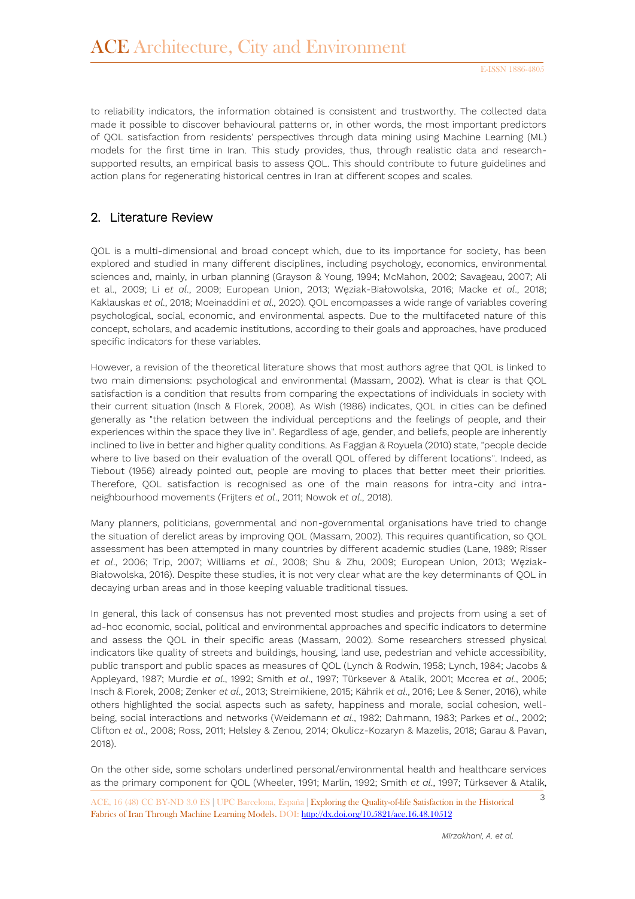to reliability indicators, the information obtained is consistent and trustworthy. The collected data made it possible to discover behavioural patterns or, in other words, the most important predictors of QOL satisfaction from residents' perspectives through data mining using Machine Learning (ML) models for the first time in Iran. This study provides, thus, through realistic data and research-supported results, an empirical basis to assess QOL. This should contribute to future guidelines and action plans for regenerating historical centres in Iran at different scopes and scales.

## 2. Literature Review

QOL is a multi-dimensional and broad concept which, due to its importance for society, has been explored and studied in many different disciplines, including psychology, economics, environmental sciences and, mainly, in urban planning (Grayson & Young, 1994; McMahon, 2002; Savageau, 2007; Ali et al., 2009; Li *et al*., 2009; European Union, 2013; Węziak-Białowolska, 2016; Macke *et al*., 2018; Kaklauskas *et al*., 2018; Moeinaddini *et al*., 2020). QOL encompasses a wide range of variables covering psychological, social, economic, and environmental aspects. Due to the multifaceted nature of this concept, scholars, and academic institutions, according to their goals and approaches, have produced specific indicators for these variables.

However, a revision of the theoretical literature shows that most authors agree that QOL is linked to two main dimensions: psychological and environmental (Massam, 2002). What is clear is that QOL satisfaction is a condition that results from comparing the expectations of individuals in society with their current situation (Insch & Florek, 2008). As Wish (1986) indicates, QOL in cities can be defined generally as "the relation between the individual perceptions and the feelings of people, and their experiences within the space they live in". Regardless of age, gender, and beliefs, people are inherently inclined to live in better and higher quality conditions. As Faggian & Royuela (2010) state, "people decide where to live based on their evaluation of the overall QOL offered by different locations". Indeed, as Tiebout (1956) already pointed out, people are moving to places that better meet their priorities. Therefore, QOL satisfaction is recognised as one of the main reasons for intra-city and intra-neighbourhood movements (Frijters *et al*., 2011; Nowok *et al*., 2018).

Many planners, politicians, governmental and non-governmental organisations have tried to change the situation of derelict areas by improving QOL (Massam, 2002). This requires quantification, so QOL assessment has been attempted in many countries by different academic studies (Lane, 1989; Risser *et al*., 2006; Trip, 2007; Williams *et al*., 2008; Shu & Zhu, 2009; European Union, 2013; Węziak-Białowolska, 2016). Despite these studies, it is not very clear what are the key determinants of QOL in decaying urban areas and in those keeping valuable traditional tissues.

In general, this lack of consensus has not prevented most studies and projects from using a set of ad-hoc economic, social, political and environmental approaches and specific indicators to determine and assess the QOL in their specific areas (Massam, 2002). Some researchers stressed physical indicators like quality of streets and buildings, housing, land use, pedestrian and vehicle accessibility, public transport and public spaces as measures of QOL (Lynch & Rodwin, 1958; Lynch, 1984; Jacobs & Appleyard, 1987; Murdie *et al*., 1992; Smith *et al*., 1997; Türksever & Atalik, 2001; Mccrea *et al*., 2005; Insch & Florek, 2008; Zenker *et al*., 2013; Streimikiene, 2015; Kährik *et al*., 2016; Lee & Sener, 2016), while others highlighted the social aspects such as safety, happiness and morale, social cohesion, well-being, social interactions and networks (Weidemann *et al*., 1982; Dahmann, 1983; Parkes *et al*., 2002; Clifton *et al*., 2008; Ross, 2011; Helsley & Zenou, 2014; Okulicz-Kozaryn & Mazelis, 2018; Garau & Pavan, 2018).

On the other side, some scholars underlined personal/environmental health and healthcare services as the primary component for QOL (Wheeler, 1991; Marlin, 1992; Smith *et al*., 1997; Türksever & Atalik,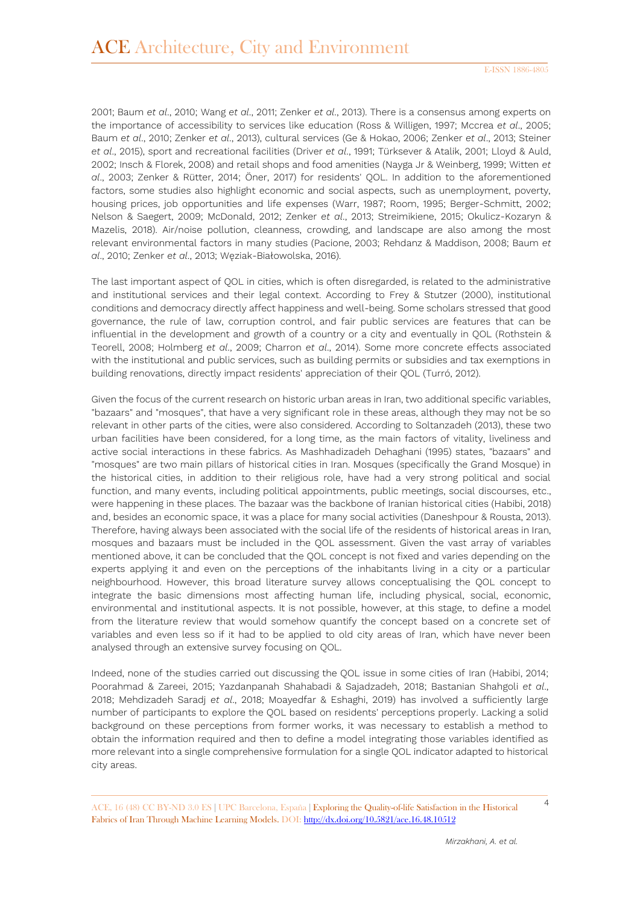2001; Baum *et al*., 2010; Wang *et al*., 2011; Zenker *et al*., 2013). There is a consensus among experts on the importance of accessibility to services like education (Ross & Willigen, 1997; Mccrea *et al*., 2005; Baum *et al*., 2010; Zenker *et al*., 2013), cultural services (Ge & Hokao, 2006; Zenker *et al*., 2013; Steiner *et al*., 2015), sport and recreational facilities (Driver *et al*., 1991; Türksever & Atalik, 2001; Lloyd & Auld, 2002; Insch & Florek, 2008) and retail shops and food amenities (Nayga Jr & Weinberg, 1999; Witten *et al*., 2003; Zenker & Rütter, 2014; Öner, 2017) for residents' QOL. In addition to the aforementioned factors, some studies also highlight economic and social aspects, such as unemployment, poverty, housing prices, job opportunities and life expenses (Warr, 1987; Room, 1995; Berger-Schmitt, 2002; Nelson & Saegert, 2009; McDonald, 2012; Zenker *et al*., 2013; Streimikiene, 2015; Okulicz-Kozaryn & Mazelis, 2018). Air/noise pollution, cleanness, crowding, and landscape are also among the most relevant environmental factors in many studies (Pacione, 2003; Rehdanz & Maddison, 2008; Baum *et al*., 2010; Zenker *et al*., 2013; Węziak-Białowolska, 2016).

The last important aspect of QOL in cities, which is often disregarded, is related to the administrative and institutional services and their legal context. According to Frey & Stutzer (2000), institutional conditions and democracy directly affect happiness and well-being. Some scholars stressed that good governance, the rule of law, corruption control, and fair public services are features that can be influential in the development and growth of a country or a city and eventually in QOL (Rothstein & Teorell, 2008; Holmberg *et al*., 2009; Charron *et al*., 2014). Some more concrete effects associated with the institutional and public services, such as building permits or subsidies and tax exemptions in building renovations, directly impact residents' appreciation of their QOL (Turró, 2012).

Given the focus of the current research on historic urban areas in Iran, two additional specific variables, "bazaars" and "mosques", that have a very significant role in these areas, although they may not be so relevant in other parts of the cities, were also considered. According to Soltanzadeh (2013), these two urban facilities have been considered, for a long time, as the main factors of vitality, liveliness and active social interactions in these fabrics. As Mashhadizadeh Dehaghani (1995) states, "bazaars" and "mosques" are two main pillars of historical cities in Iran. Mosques (specifically the Grand Mosque) in the historical cities, in addition to their religious role, have had a very strong political and social function, and many events, including political appointments, public meetings, social discourses, etc., were happening in these places. The bazaar was the backbone of Iranian historical cities (Habibi, 2018) and, besides an economic space, it was a place for many social activities (Daneshpour & Rousta, 2013). Therefore, having always been associated with the social life of the residents of historical areas in Iran, mosques and bazaars must be included in the QOL assessment. Given the vast array of variables mentioned above, it can be concluded that the QOL concept is not fixed and varies depending on the experts applying it and even on the perceptions of the inhabitants living in a city or a particular neighbourhood. However, this broad literature survey allows conceptualising the QOL concept to integrate the basic dimensions most affecting human life, including physical, social, economic, environmental and institutional aspects. It is not possible, however, at this stage, to define a model from the literature review that would somehow quantify the concept based on a concrete set of variables and even less so if it had to be applied to old city areas of Iran, which have never been analysed through an extensive survey focusing on QOL.

Indeed, none of the studies carried out discussing the QOL issue in some cities of Iran (Habibi, 2014; Poorahmad & Zareei, 2015; Yazdanpanah Shahabadi & Sajadzadeh, 2018; Bastanian Shahgoli *et al*., 2018; Mehdizadeh Saradj *et al*., 2018; Moayedfar & Eshaghi, 2019) has involved a sufficiently large number of participants to explore the QOL based on residents' perceptions properly. Lacking a solid background on these perceptions from former works, it was necessary to establish a method to obtain the information required and then to define a model integrating those variables identified as more relevant into a single comprehensive formulation for a single QOL indicator adapted to historical city areas.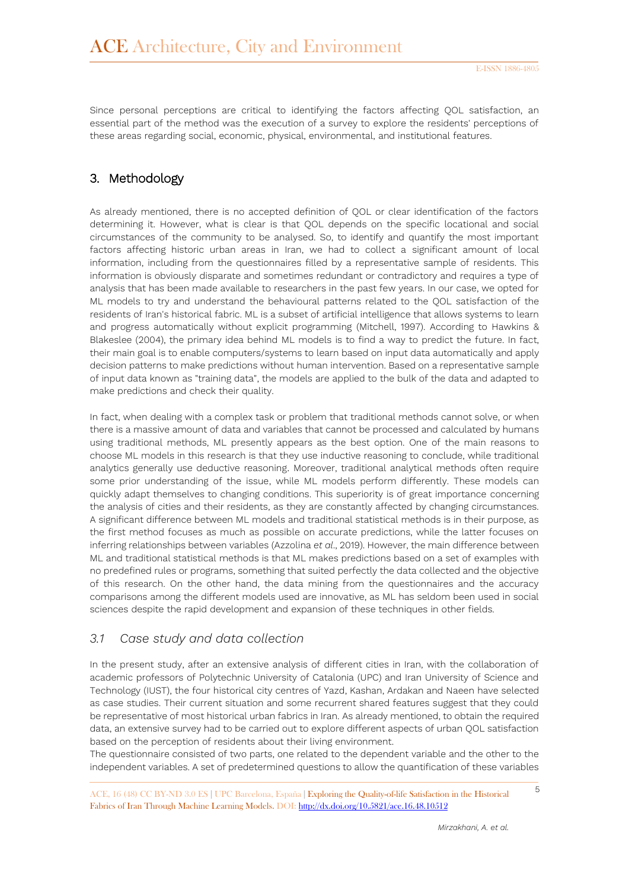Since personal perceptions are critical to identifying the factors affecting QOL satisfaction, an essential part of the method was the execution of a survey to explore the residents' perceptions of these areas regarding social, economic, physical, environmental, and institutional features.

## 3. Methodology

As already mentioned, there is no accepted definition of QOL or clear identification of the factors determining it. However, what is clear is that QOL depends on the specific locational and social circumstances of the community to be analysed. So, to identify and quantify the most important factors affecting historic urban areas in Iran, we had to collect a significant amount of local information, including from the questionnaires filled by a representative sample of residents. This information is obviously disparate and sometimes redundant or contradictory and requires a type of analysis that has been made available to researchers in the past few years. In our case, we opted for ML models to try and understand the behavioural patterns related to the QOL satisfaction of the residents of Iran's historical fabric. ML is a subset of artificial intelligence that allows systems to learn and progress automatically without explicit programming (Mitchell, 1997). According to Hawkins & Blakeslee (2004), the primary idea behind ML models is to find a way to predict the future. In fact, their main goal is to enable computers/systems to learn based on input data automatically and apply decision patterns to make predictions without human intervention. Based on a representative sample of input data known as "training data", the models are applied to the bulk of the data and adapted to make predictions and check their quality.

In fact, when dealing with a complex task or problem that traditional methods cannot solve, or when there is a massive amount of data and variables that cannot be processed and calculated by humans using traditional methods, ML presently appears as the best option. One of the main reasons to choose ML models in this research is that they use inductive reasoning to conclude, while traditional analytics generally use deductive reasoning. Moreover, traditional analytical methods often require some prior understanding of the issue, while ML models perform differently. These models can quickly adapt themselves to changing conditions. This superiority is of great importance concerning the analysis of cities and their residents, as they are constantly affected by changing circumstances. A significant difference between ML models and traditional statistical methods is in their purpose, as the first method focuses as much as possible on accurate predictions, while the latter focuses on inferring relationships between variables (Azzolina *et al*., 2019). However, the main difference between ML and traditional statistical methods is that ML makes predictions based on a set of examples with no predefined rules or programs, something that suited perfectly the data collected and the objective of this research. On the other hand, the data mining from the questionnaires and the accuracy comparisons among the different models used are innovative, as ML has seldom been used in social sciences despite the rapid development and expansion of these techniques in other fields.

### *3.1 Case study and data collection*

In the present study, after an extensive analysis of different cities in Iran, with the collaboration of academic professors of Polytechnic University of Catalonia (UPC) and Iran University of Science and Technology (IUST), the four historical city centres of Yazd, Kashan, Ardakan and Naeen have selected as case studies. Their current situation and some recurrent shared features suggest that they could be representative of most historical urban fabrics in Iran. As already mentioned, to obtain the required data, an extensive survey had to be carried out to explore different aspects of urban QOL satisfaction based on the perception of residents about their living environment.
The questionnaire consisted of two parts, one related to the dependent variable and the other to the independent variables. A set of predetermined questions to allow the quantification of these variables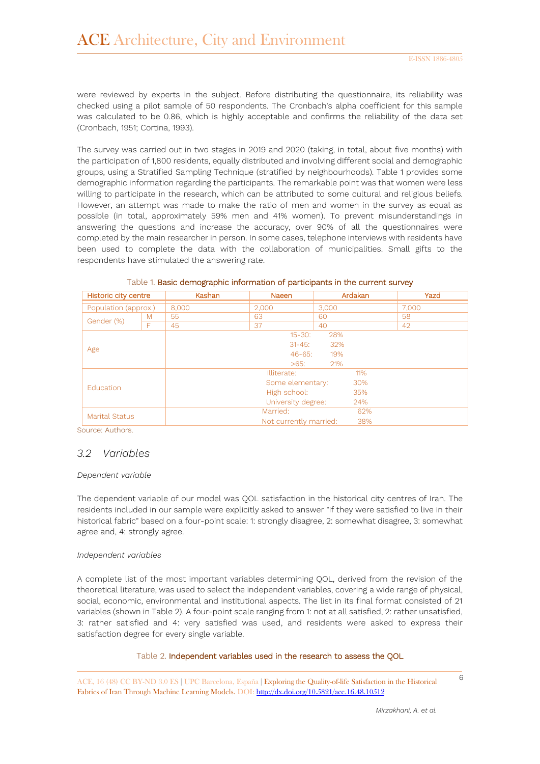were reviewed by experts in the subject. Before distributing the questionnaire, its reliability was checked using a pilot sample of 50 respondents. The Cronbach's alpha coefficient for this sample was calculated to be 0.86, which is highly acceptable and confirms the reliability of the data set (Cronbach, 1951; Cortina, 1993).

The survey was carried out in two stages in 2019 and 2020 (taking, in total, about five months) with the participation of 1,800 residents, equally distributed and involving different social and demographic groups, using a Stratified Sampling Technique (stratified by neighbourhoods). Table 1 provides some demographic information regarding the participants. The remarkable point was that women were less willing to participate in the research, which can be attributed to some cultural and religious beliefs. However, an attempt was made to make the ratio of men and women in the survey as equal as possible (in total, approximately 59% men and 41% women). To prevent misunderstandings in answering the questions and increase the accuracy, over 90% of all the questionnaires were completed by the main researcher in person. In some cases, telephone interviews with residents have been used to complete the data with the collaboration of municipalities. Small gifts to the respondents have stimulated the answering rate.

Table 1. Basic demographic information of participants in the current survey

| Historic city centre | | Kashan | Naeen | Ardakan | Yazd |
|---|---|---|---|---|---|
| Population (approx.) | | 8,000 | 2,000 | 3,000 | 7,000 |
| Gender (%) | M | 55 | 63 | 60 | 58 |
| | F | 45 | 37 | 40 | 42 |
| Age | | 15-30: 28%<br>31-45: 32%<br>46-65: 19%<br>>65: 21% | | | |
| Education | | Illiterate: 11%<br>Some elementary: 30%<br>High school: 35%<br>University degree: 24% | | | |
| Marital Status | | Married: 62%<br>Not currently married: 38% | | | |

Source: Authors.

## 3.2 Variables

*Dependent variable*

The dependent variable of our model was QOL satisfaction in the historical city centres of Iran. The residents included in our sample were explicitly asked to answer "if they were satisfied to live in their historical fabric" based on a four-point scale: 1: strongly disagree, 2: somewhat disagree, 3: somewhat agree and, 4: strongly agree.

*Independent variables*

A complete list of the most important variables determining QOL, derived from the revision of the theoretical literature, was used to select the independent variables, covering a wide range of physical, social, economic, environmental and institutional aspects. The list in its final format consisted of 21 variables (shown in Table 2). A four-point scale ranging from 1: not at all satisfied, 2: rather unsatisfied, 3: rather satisfied and 4: very satisfied was used, and residents were asked to express their satisfaction degree for every single variable.

Table 2. Independent variables used in the research to assess the QOL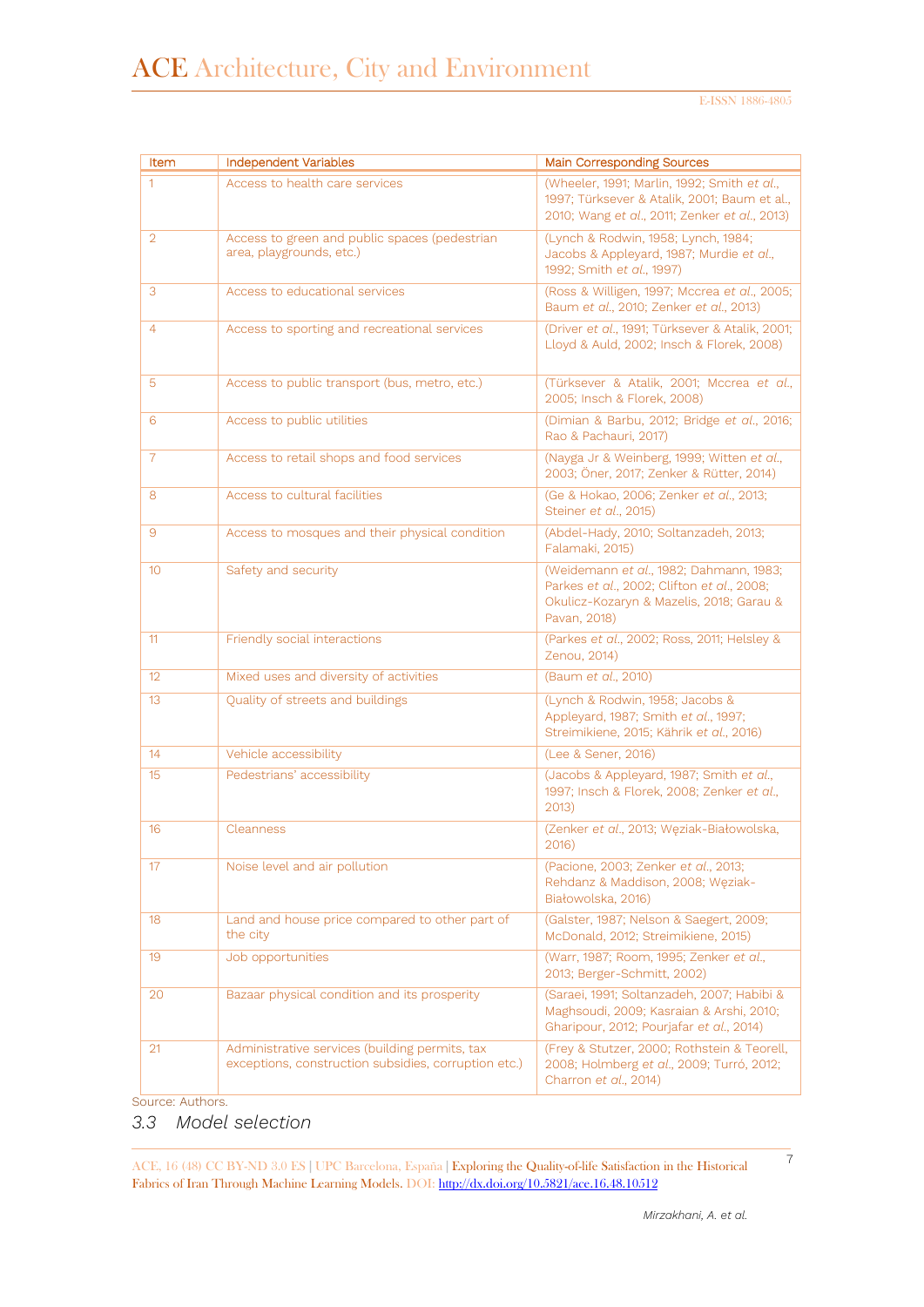| Item | Independent Variables | Main Corresponding Sources |
|---|---|---|
| 1 | Access to health care services | (Wheeler, 1991; Marlin, 1992; Smith *et al.*, 1997; Türksever & Atalik, 2001; Baum et al., 2010; Wang *et al.*, 2011; Zenker *et al.*, 2013) |
| 2 | Access to green and public spaces (pedestrian area, playgrounds, etc.) | (Lynch & Rodwin, 1958; Lynch, 1984; Jacobs & Appleyard, 1987; Murdie *et al.*, 1992; Smith *et al.*, 1997) |
| 3 | Access to educational services | (Ross & Willigen, 1997; Mccrea *et al.*, 2005; Baum *et al.*, 2010; Zenker *et al.*, 2013) |
| 4 | Access to sporting and recreational services | (Driver *et al.*, 1991; Türksever & Atalik, 2001; Lloyd & Auld, 2002; Insch & Florek, 2008) |
| 5 | Access to public transport (bus, metro, etc.) | (Türksever & Atalik, 2001; Mccrea *et al.*, 2005; Insch & Florek, 2008) |
| 6 | Access to public utilities | (Dimian & Barbu, 2012; Bridge *et al.*, 2016; Rao & Pachauri, 2017) |
| 7 | Access to retail shops and food services | (Nayga Jr & Weinberg, 1999; Witten *et al.*, 2003; Öner, 2017; Zenker & Rütter, 2014) |
| 8 | Access to cultural facilities | (Ge & Hokao, 2006; Zenker *et al.*, 2013; Steiner *et al.*, 2015) |
| 9 | Access to mosques and their physical condition | (Abdel-Hady, 2010; Soltanzadeh, 2013; Falamaki, 2015) |
| 10 | Safety and security | (Weidemann *et al.*, 1982; Dahmann, 1983; Parkes *et al.*, 2002; Clifton *et al.*, 2008; Okulicz-Kozaryn & Mazelis, 2018; Garau & Pavan, 2018) |
| 11 | Friendly social interactions | (Parkes *et al.*, 2002; Ross, 2011; Helsley & Zenou, 2014) |
| 12 | Mixed uses and diversity of activities | (Baum *et al.*, 2010) |
| 13 | Quality of streets and buildings | (Lynch & Rodwin, 1958; Jacobs & Appleyard, 1987; Smith *et al.*, 1997; Streimikiene, 2015; Kährik *et al.*, 2016) |
| 14 | Vehicle accessibility | (Lee & Sener, 2016) |
| 15 | Pedestrians' accessibility | (Jacobs & Appleyard, 1987; Smith *et al.*, 1997; Insch & Florek, 2008; Zenker *et al.*, 2013) |
| 16 | Cleanness | (Zenker *et al.*, 2013; Węziak-Białowolska, 2016) |
| 17 | Noise level and air pollution | (Pacione, 2003; Zenker *et al.*, 2013; Rehdanz & Maddison, 2008; Węziak-Białowolska, 2016) |
| 18 | Land and house price compared to other part of the city | (Galster, 1987; Nelson & Saegert, 2009; McDonald, 2012; Streimikiene, 2015) |
| 19 | Job opportunities | (Warr, 1987; Room, 1995; Zenker *et al.*, 2013; Berger-Schmitt, 2002) |
| 20 | Bazaar physical condition and its prosperity | (Saraei, 1991; Soltanzadeh, 2007; Habibi & Maghsoudi, 2009; Kasraian & Arshi, 2010; Gharipour, 2012; Pourjafar *et al.*, 2014) |
| 21 | Administrative services (building permits, tax exceptions, construction subsidies, corruption etc.) | (Frey & Stutzer, 2000; Rothstein & Teorell, 2008; Holmberg *et al.*, 2009; Turró, 2012; Charron *et al.*, 2014) |

Source: Authors.

### *3.3 Model selection*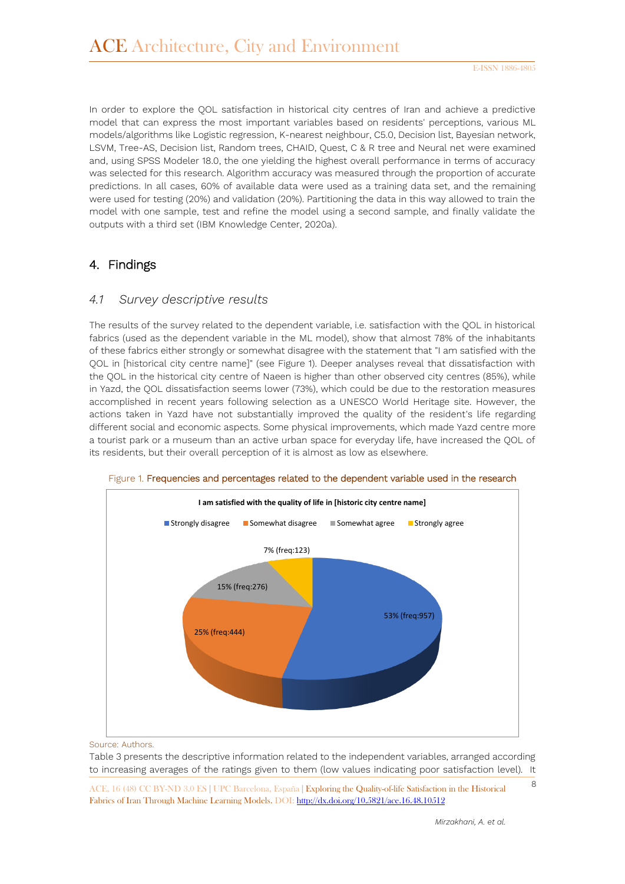In order to explore the QOL satisfaction in historical city centres of Iran and achieve a predictive model that can express the most important variables based on residents' perceptions, various ML models/algorithms like Logistic regression, K-nearest neighbour, C5.0, Decision list, Bayesian network, LSVM, Tree-AS, Decision list, Random trees, CHAID, Quest, C & R tree and Neural net were examined and, using SPSS Modeler 18.0, the one yielding the highest overall performance in terms of accuracy was selected for this research. Algorithm accuracy was measured through the proportion of accurate predictions. In all cases, 60% of available data were used as a training data set, and the remaining were used for testing (20%) and validation (20%). Partitioning the data in this way allowed to train the model with one sample, test and refine the model using a second sample, and finally validate the outputs with a third set (IBM Knowledge Center, 2020a).

## 4. Findings

### *4.1 Survey descriptive results*

The results of the survey related to the dependent variable, i.e. satisfaction with the QOL in historical fabrics (used as the dependent variable in the ML model), show that almost 78% of the inhabitants of these fabrics either strongly or somewhat disagree with the statement that "I am satisfied with the QOL in [historical city centre name]" (see Figure 1). Deeper analyses reveal that dissatisfaction with the QOL in the historical city centre of Naeen is higher than other observed city centres (85%), while in Yazd, the QOL dissatisfaction seems lower (73%), which could be due to the restoration measures accomplished in recent years following selection as a UNESCO World Heritage site. However, the actions taken in Yazd have not substantially improved the quality of the resident's life regarding different social and economic aspects. Some physical improvements, which made Yazd centre more a tourist park or a museum than an active urban space for everyday life, have increased the QOL of its residents, but their overall perception of it is almost as low as elsewhere.

Figure 1. Frequencies and percentages related to the dependent variable used in the research

**I am satisfied with the quality of life in [historic city centre name]**

| Response | Percentage | Frequency |
|---|---|---|
| Strongly disagree | 53% | 957 |
| Somewhat disagree | 25% | 444 |
| Somewhat agree | 15% | 276 |
| Strongly agree | 7% | 123 |

Source: Authors.

Table 3 presents the descriptive information related to the independent variables, arranged according to increasing averages of the ratings given to them (low values indicating poor satisfaction level). It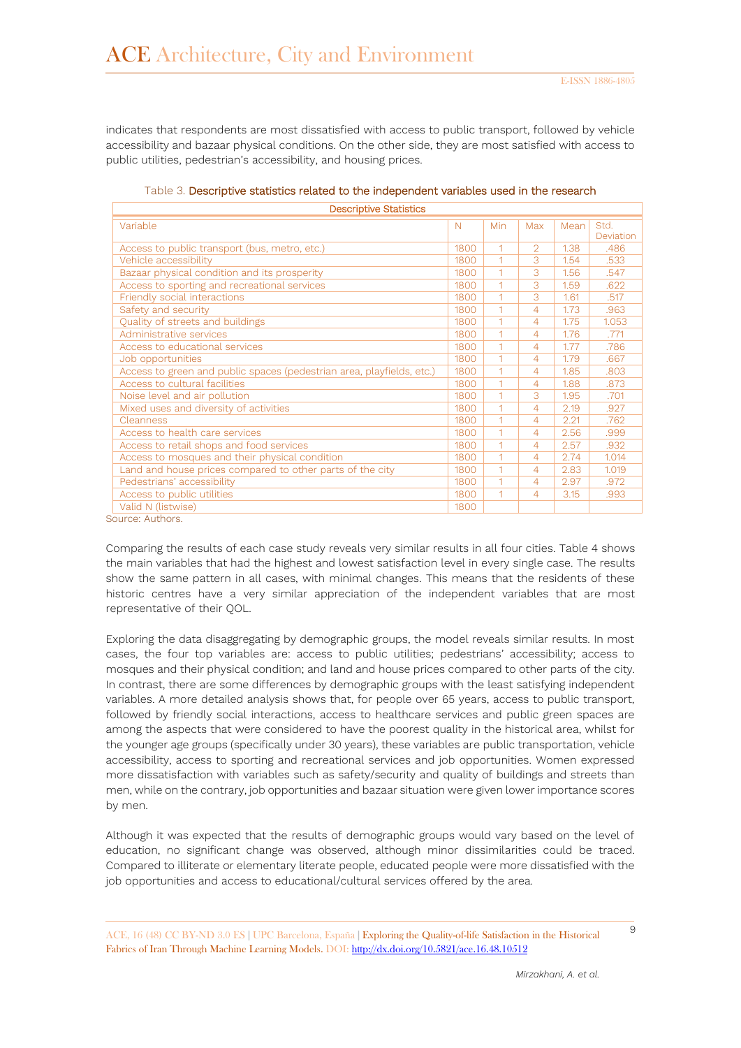indicates that respondents are most dissatisfied with access to public transport, followed by vehicle accessibility and bazaar physical conditions. On the other side, they are most satisfied with access to public utilities, pedestrian's accessibility, and housing prices.

Table 3. Descriptive statistics related to the independent variables used in the research

| Descriptive Statistics | | | | | |
|---|---|---|---|---|---|
| Variable | N | Min | Max | Mean | Std. Deviation |
| Access to public transport (bus, metro, etc.) | 1800 | 1 | 2 | 1.38 | .486 |
| Vehicle accessibility | 1800 | 1 | 3 | 1.54 | .533 |
| Bazaar physical condition and its prosperity | 1800 | 1 | 3 | 1.56 | .547 |
| Access to sporting and recreational services | 1800 | 1 | 3 | 1.59 | .622 |
| Friendly social interactions | 1800 | 1 | 3 | 1.61 | .517 |
| Safety and security | 1800 | 1 | 4 | 1.73 | .963 |
| Quality of streets and buildings | 1800 | 1 | 4 | 1.75 | 1.053 |
| Administrative services | 1800 | 1 | 4 | 1.76 | .771 |
| Access to educational services | 1800 | 1 | 4 | 1.77 | .786 |
| Job opportunities | 1800 | 1 | 4 | 1.79 | .667 |
| Access to green and public spaces (pedestrian area, playfields, etc.) | 1800 | 1 | 4 | 1.85 | .803 |
| Access to cultural facilities | 1800 | 1 | 4 | 1.88 | .873 |
| Noise level and air pollution | 1800 | 1 | 3 | 1.95 | .701 |
| Mixed uses and diversity of activities | 1800 | 1 | 4 | 2.19 | .927 |
| Cleanness | 1800 | 1 | 4 | 2.21 | .762 |
| Access to health care services | 1800 | 1 | 4 | 2.56 | .999 |
| Access to retail shops and food services | 1800 | 1 | 4 | 2.57 | .932 |
| Access to mosques and their physical condition | 1800 | 1 | 4 | 2.74 | 1.014 |
| Land and house prices compared to other parts of the city | 1800 | 1 | 4 | 2.83 | 1.019 |
| Pedestrians' accessibility | 1800 | 1 | 4 | 2.97 | .972 |
| Access to public utilities | 1800 | 1 | 4 | 3.15 | .993 |
| Valid N (listwise) | 1800 | | | | |

Source: Authors.

Comparing the results of each case study reveals very similar results in all four cities. Table 4 shows the main variables that had the highest and lowest satisfaction level in every single case. The results show the same pattern in all cases, with minimal changes. This means that the residents of these historic centres have a very similar appreciation of the independent variables that are most representative of their QOL.

Exploring the data disaggregating by demographic groups, the model reveals similar results. In most cases, the four top variables are: access to public utilities; pedestrians' accessibility; access to mosques and their physical condition; and land and house prices compared to other parts of the city. In contrast, there are some differences by demographic groups with the least satisfying independent variables. A more detailed analysis shows that, for people over 65 years, access to public transport, followed by friendly social interactions, access to healthcare services and public green spaces are among the aspects that were considered to have the poorest quality in the historical area, whilst for the younger age groups (specifically under 30 years), these variables are public transportation, vehicle accessibility, access to sporting and recreational services and job opportunities. Women expressed more dissatisfaction with variables such as safety/security and quality of buildings and streets than men, while on the contrary, job opportunities and bazaar situation were given lower importance scores by men.

Although it was expected that the results of demographic groups would vary based on the level of education, no significant change was observed, although minor dissimilarities could be traced. Compared to illiterate or elementary literate people, educated people were more dissatisfied with the job opportunities and access to educational/cultural services offered by the area.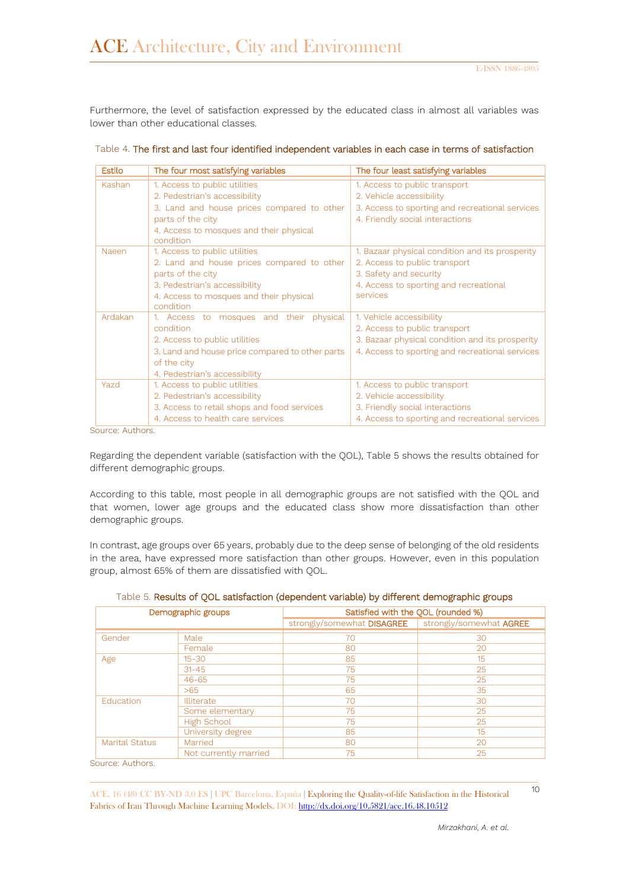Furthermore, the level of satisfaction expressed by the educated class in almost all variables was lower than other educational classes.

Table 4. The first and last four identified independent variables in each case in terms of satisfaction

| Estilo | The four most satisfying variables | The four least satisfying variables |
|---|---|---|
| Kashan | 1. Access to public utilities<br>2. Pedestrian's accessibility<br>3. Land and house prices compared to other parts of the city<br>4. Access to mosques and their physical condition | 1. Access to public transport<br>2. Vehicle accessibility<br>3. Access to sporting and recreational services<br>4. Friendly social interactions |
| Naeen | 1. Access to public utilities<br>2. Land and house prices compared to other parts of the city<br>3. Pedestrian's accessibility<br>4. Access to mosques and their physical condition | 1. Bazaar physical condition and its prosperity<br>2. Access to public transport<br>3. Safety and security<br>4. Access to sporting and recreational services |
| Ardakan | 1. Access to mosques and their physical condition<br>2. Access to public utilities<br>3. Land and house price compared to other parts of the city<br>4. Pedestrian's accessibility | 1. Vehicle accessibility<br>2. Access to public transport<br>3. Bazaar physical condition and its prosperity<br>4. Access to sporting and recreational services |
| Yazd | 1. Access to public utilities<br>2. Pedestrian's accessibility<br>3. Access to retail shops and food services<br>4. Access to health care services | 1. Access to public transport<br>2. Vehicle accessibility<br>3. Friendly social interactions<br>4. Access to sporting and recreational services |

Source: Authors.

Regarding the dependent variable (satisfaction with the QOL), Table 5 shows the results obtained for different demographic groups.

According to this table, most people in all demographic groups are not satisfied with the QOL and that women, lower age groups and the educated class show more dissatisfaction than other demographic groups.

In contrast, age groups over 65 years, probably due to the deep sense of belonging of the old residents in the area, have expressed more satisfaction than other groups. However, even in this population group, almost 65% of them are dissatisfied with QOL.

Table 5. Results of QOL satisfaction (dependent variable) by different demographic groups

| Demographic groups | | Satisfied with the QOL (rounded %) | |
|---|---|---|---|
| | | strongly/somewhat DISAGREE | strongly/somewhat AGREE |
| Gender | Male | 70 | 30 |
| | Female | 80 | 20 |
| Age | 15-30 | 85 | 15 |
| | 31-45 | 75 | 25 |
| | 46-65 | 75 | 25 |
| | >65 | 65 | 35 |
| Education | Illiterate | 70 | 30 |
| | Some elementary | 75 | 25 |
| | High School | 75 | 25 |
| | University degree | 85 | 15 |
| Marital Status | Married | 80 | 20 |
| | Not currently married | 75 | 25 |

Source: Authors.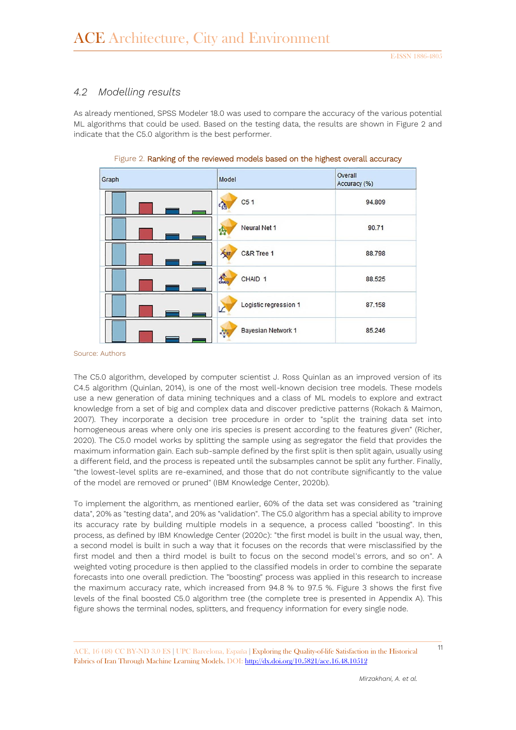### 4.2 Modelling results

As already mentioned, SPSS Modeler 18.0 was used to compare the accuracy of the various potential ML algorithms that could be used. Based on the testing data, the results are shown in Figure 2 and indicate that the C5.0 algorithm is the best performer.

Figure 2. Ranking of the reviewed models based on the highest overall accuracy

| Graph | Model | Overall Accuracy (%) |
|---|---|---|
| | C5 1 | 94.809 |
| | Neural Net 1 | 90.71 |
| | C&R Tree 1 | 88.798 |
| | CHAID 1 | 88.525 |
| | Logistic regression 1 | 87.158 |
| | Bayesian Network 1 | 85.246 |

Source: Authors

The C5.0 algorithm, developed by computer scientist J. Ross Quinlan as an improved version of its C4.5 algorithm (Quinlan, 2014), is one of the most well-known decision tree models. These models use a new generation of data mining techniques and a class of ML models to explore and extract knowledge from a set of big and complex data and discover predictive patterns (Rokach & Maimon, 2007). They incorporate a decision tree procedure in order to "split the training data set into homogeneous areas where only one iris species is present according to the features given" (Richer, 2020). The C5.0 model works by splitting the sample using as segregator the field that provides the maximum information gain. Each sub-sample defined by the first split is then split again, usually using a different field, and the process is repeated until the subsamples cannot be split any further. Finally, "the lowest-level splits are re-examined, and those that do not contribute significantly to the value of the model are removed or pruned" (IBM Knowledge Center, 2020b).

To implement the algorithm, as mentioned earlier, 60% of the data set was considered as "training data", 20% as "testing data", and 20% as "validation". The C5.0 algorithm has a special ability to improve its accuracy rate by building multiple models in a sequence, a process called "boosting". In this process, as defined by IBM Knowledge Center (2020c): "the first model is built in the usual way, then, a second model is built in such a way that it focuses on the records that were misclassified by the first model and then a third model is built to focus on the second model's errors, and so on". A weighted voting procedure is then applied to the classified models in order to combine the separate forecasts into one overall prediction. The "boosting" process was applied in this research to increase the maximum accuracy rate, which increased from 94.8 % to 97.5 %. Figure 3 shows the first five levels of the final boosted C5.0 algorithm tree (the complete tree is presented in Appendix A). This figure shows the terminal nodes, splitters, and frequency information for every single node.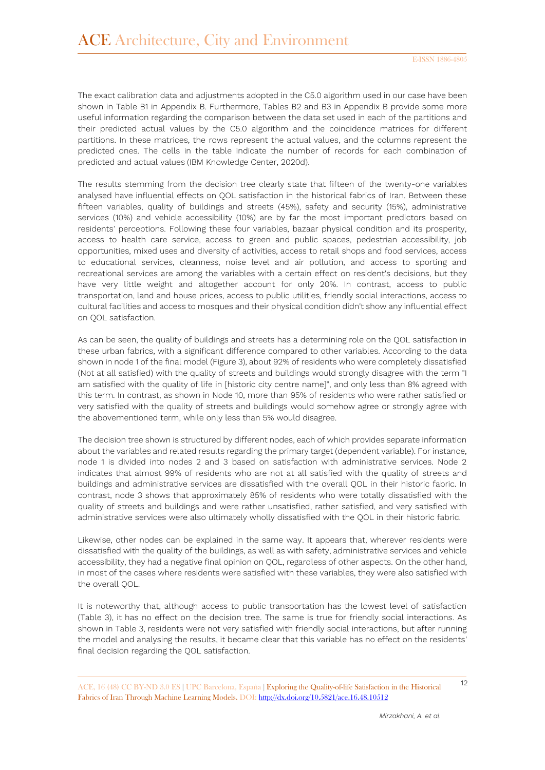The exact calibration data and adjustments adopted in the C5.0 algorithm used in our case have been shown in Table B1 in Appendix B. Furthermore, Tables B2 and B3 in Appendix B provide some more useful information regarding the comparison between the data set used in each of the partitions and their predicted actual values by the C5.0 algorithm and the coincidence matrices for different partitions. In these matrices, the rows represent the actual values, and the columns represent the predicted ones. The cells in the table indicate the number of records for each combination of predicted and actual values (IBM Knowledge Center, 2020d).

The results stemming from the decision tree clearly state that fifteen of the twenty-one variables analysed have influential effects on QOL satisfaction in the historical fabrics of Iran. Between these fifteen variables, quality of buildings and streets (45%), safety and security (15%), administrative services (10%) and vehicle accessibility (10%) are by far the most important predictors based on residents' perceptions. Following these four variables, bazaar physical condition and its prosperity, access to health care service, access to green and public spaces, pedestrian accessibility, job opportunities, mixed uses and diversity of activities, access to retail shops and food services, access to educational services, cleanness, noise level and air pollution, and access to sporting and recreational services are among the variables with a certain effect on resident's decisions, but they have very little weight and altogether account for only 20%. In contrast, access to public transportation, land and house prices, access to public utilities, friendly social interactions, access to cultural facilities and access to mosques and their physical condition didn't show any influential effect on QOL satisfaction.

As can be seen, the quality of buildings and streets has a determining role on the QOL satisfaction in these urban fabrics, with a significant difference compared to other variables. According to the data shown in node 1 of the final model (Figure 3), about 92% of residents who were completely dissatisfied (Not at all satisfied) with the quality of streets and buildings would strongly disagree with the term "I am satisfied with the quality of life in [historic city centre name]", and only less than 8% agreed with this term. In contrast, as shown in Node 10, more than 95% of residents who were rather satisfied or very satisfied with the quality of streets and buildings would somehow agree or strongly agree with the abovementioned term, while only less than 5% would disagree.

The decision tree shown is structured by different nodes, each of which provides separate information about the variables and related results regarding the primary target (dependent variable). For instance, node 1 is divided into nodes 2 and 3 based on satisfaction with administrative services. Node 2 indicates that almost 99% of residents who are not at all satisfied with the quality of streets and buildings and administrative services are dissatisfied with the overall QOL in their historic fabric. In contrast, node 3 shows that approximately 85% of residents who were totally dissatisfied with the quality of streets and buildings and were rather unsatisfied, rather satisfied, and very satisfied with administrative services were also ultimately wholly dissatisfied with the QOL in their historic fabric.

Likewise, other nodes can be explained in the same way. It appears that, wherever residents were dissatisfied with the quality of the buildings, as well as with safety, administrative services and vehicle accessibility, they had a negative final opinion on QOL, regardless of other aspects. On the other hand, in most of the cases where residents were satisfied with these variables, they were also satisfied with the overall QOL.

It is noteworthy that, although access to public transportation has the lowest level of satisfaction (Table 3), it has no effect on the decision tree. The same is true for friendly social interactions. As shown in Table 3, residents were not very satisfied with friendly social interactions, but after running the model and analysing the results, it became clear that this variable has no effect on the residents' final decision regarding the QOL satisfaction.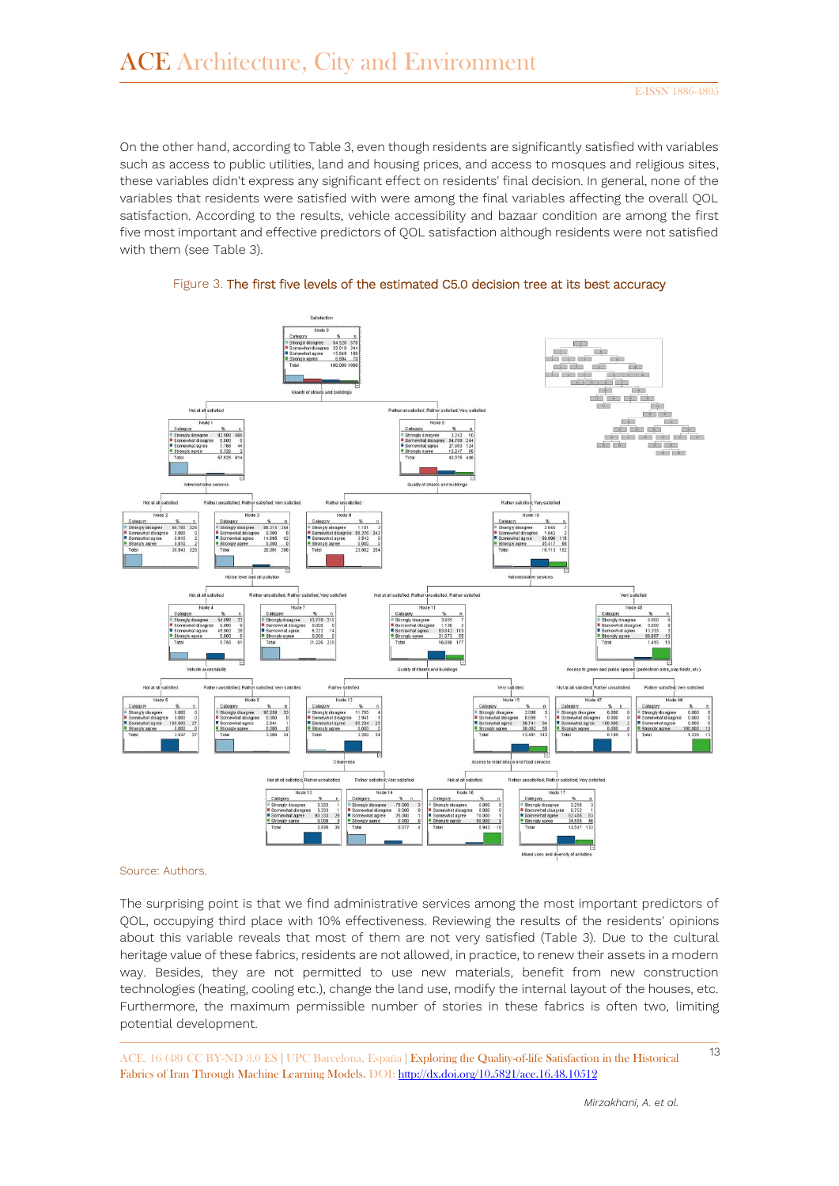On the other hand, according to Table 3, even though residents are significantly satisfied with variables such as access to public utilities, land and housing prices, and access to mosques and religious sites, these variables didn't express any significant effect on residents' final decision. In general, none of the variables that residents were satisfied with were among the final variables affecting the overall QOL satisfaction. According to the results, vehicle accessibility and bazaar condition are among the first five most important and effective predictors of QOL satisfaction although residents were not satisfied with them (see Table 3).

Figure 3. The first five levels of the estimated C5.0 decision tree at its best accuracy

Source: Authors.

The surprising point is that we find administrative services among the most important predictors of QOL, occupying third place with 10% effectiveness. Reviewing the results of the residents' opinions about this variable reveals that most of them are not very satisfied (Table 3). Due to the cultural heritage value of these fabrics, residents are not allowed, in practice, to renew their assets in a modern way. Besides, they are not permitted to use new materials, benefit from new construction technologies (heating, cooling etc.), change the land use, modify the internal layout of the houses, etc. Furthermore, the maximum permissible number of stories in these fabrics is often two, limiting potential development.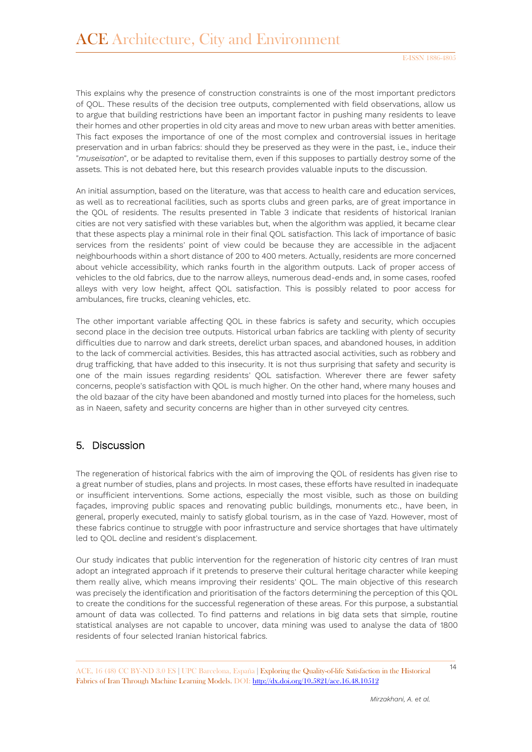This explains why the presence of construction constraints is one of the most important predictors of QOL. These results of the decision tree outputs, complemented with field observations, allow us to argue that building restrictions have been an important factor in pushing many residents to leave their homes and other properties in old city areas and move to new urban areas with better amenities. This fact exposes the importance of one of the most complex and controversial issues in heritage preservation and in urban fabrics: should they be preserved as they were in the past, i.e., induce their "*museisation*", or be adapted to revitalise them, even if this supposes to partially destroy some of the assets. This is not debated here, but this research provides valuable inputs to the discussion.

An initial assumption, based on the literature, was that access to health care and education services, as well as to recreational facilities, such as sports clubs and green parks, are of great importance in the QOL of residents. The results presented in Table 3 indicate that residents of historical Iranian cities are not very satisfied with these variables but, when the algorithm was applied, it became clear that these aspects play a minimal role in their final QOL satisfaction. This lack of importance of basic services from the residents' point of view could be because they are accessible in the adjacent neighbourhoods within a short distance of 200 to 400 meters. Actually, residents are more concerned about vehicle accessibility, which ranks fourth in the algorithm outputs. Lack of proper access of vehicles to the old fabrics, due to the narrow alleys, numerous dead-ends and, in some cases, roofed alleys with very low height, affect QOL satisfaction. This is possibly related to poor access for ambulances, fire trucks, cleaning vehicles, etc.

The other important variable affecting QOL in these fabrics is safety and security, which occupies second place in the decision tree outputs. Historical urban fabrics are tackling with plenty of security difficulties due to narrow and dark streets, derelict urban spaces, and abandoned houses, in addition to the lack of commercial activities. Besides, this has attracted asocial activities, such as robbery and drug trafficking, that have added to this insecurity. It is not thus surprising that safety and security is one of the main issues regarding residents' QOL satisfaction. Wherever there are fewer safety concerns, people's satisfaction with QOL is much higher. On the other hand, where many houses and the old bazaar of the city have been abandoned and mostly turned into places for the homeless, such as in Naeen, safety and security concerns are higher than in other surveyed city centres.

## 5. Discussion

The regeneration of historical fabrics with the aim of improving the QOL of residents has given rise to a great number of studies, plans and projects. In most cases, these efforts have resulted in inadequate or insufficient interventions. Some actions, especially the most visible, such as those on building façades, improving public spaces and renovating public buildings, monuments etc., have been, in general, properly executed, mainly to satisfy global tourism, as in the case of Yazd. However, most of these fabrics continue to struggle with poor infrastructure and service shortages that have ultimately led to QOL decline and resident's displacement.

Our study indicates that public intervention for the regeneration of historic city centres of Iran must adopt an integrated approach if it pretends to preserve their cultural heritage character while keeping them really alive, which means improving their residents' QOL. The main objective of this research was precisely the identification and prioritisation of the factors determining the perception of this QOL to create the conditions for the successful regeneration of these areas. For this purpose, a substantial amount of data was collected. To find patterns and relations in big data sets that simple, routine statistical analyses are not capable to uncover, data mining was used to analyse the data of 1800 residents of four selected Iranian historical fabrics.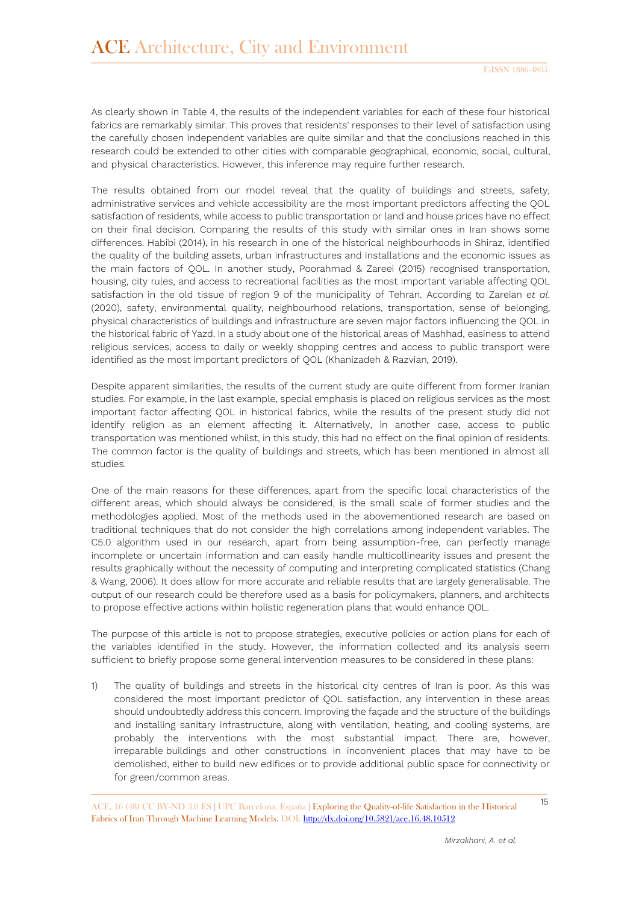As clearly shown in Table 4, the results of the independent variables for each of these four historical fabrics are remarkably similar. This proves that residents' responses to their level of satisfaction using the carefully chosen independent variables are quite similar and that the conclusions reached in this research could be extended to other cities with comparable geographical, economic, social, cultural, and physical characteristics. However, this inference may require further research.

The results obtained from our model reveal that the quality of buildings and streets, safety, administrative services and vehicle accessibility are the most important predictors affecting the QOL satisfaction of residents, while access to public transportation or land and house prices have no effect on their final decision. Comparing the results of this study with similar ones in Iran shows some differences. Habibi (2014), in his research in one of the historical neighbourhoods in Shiraz, identified the quality of the building assets, urban infrastructures and installations and the economic issues as the main factors of QOL. In another study, Poorahmad & Zareei (2015) recognised transportation, housing, city rules, and access to recreational facilities as the most important variable affecting QOL satisfaction in the old tissue of region 9 of the municipality of Tehran. According to Zareian *et al*. (2020), safety, environmental quality, neighbourhood relations, transportation, sense of belonging, physical characteristics of buildings and infrastructure are seven major factors influencing the QOL in the historical fabric of Yazd. In a study about one of the historical areas of Mashhad, easiness to attend religious services, access to daily or weekly shopping centres and access to public transport were identified as the most important predictors of QOL (Khanizadeh & Razvian, 2019).

Despite apparent similarities, the results of the current study are quite different from former Iranian studies. For example, in the last example, special emphasis is placed on religious services as the most important factor affecting QOL in historical fabrics, while the results of the present study did not identify religion as an element affecting it. Alternatively, in another case, access to public transportation was mentioned whilst, in this study, this had no effect on the final opinion of residents. The common factor is the quality of buildings and streets, which has been mentioned in almost all studies.

One of the main reasons for these differences, apart from the specific local characteristics of the different areas, which should always be considered, is the small scale of former studies and the methodologies applied. Most of the methods used in the abovementioned research are based on traditional techniques that do not consider the high correlations among independent variables. The C5.0 algorithm used in our research, apart from being assumption-free, can perfectly manage incomplete or uncertain information and can easily handle multicollinearity issues and present the results graphically without the necessity of computing and interpreting complicated statistics (Chang & Wang, 2006). It does allow for more accurate and reliable results that are largely generalisable. The output of our research could be therefore used as a basis for policymakers, planners, and architects to propose effective actions within holistic regeneration plans that would enhance QOL.

The purpose of this article is not to propose strategies, executive policies or action plans for each of the variables identified in the study. However, the information collected and its analysis seem sufficient to briefly propose some general intervention measures to be considered in these plans:

1) The quality of buildings and streets in the historical city centres of Iran is poor. As this was considered the most important predictor of QOL satisfaction, any intervention in these areas should undoubtedly address this concern. Improving the façade and the structure of the buildings and installing sanitary infrastructure, along with ventilation, heating, and cooling systems, are probably the interventions with the most substantial impact. There are, however, irreparable buildings and other constructions in inconvenient places that may have to be demolished, either to build new edifices or to provide additional public space for connectivity or for green/common areas.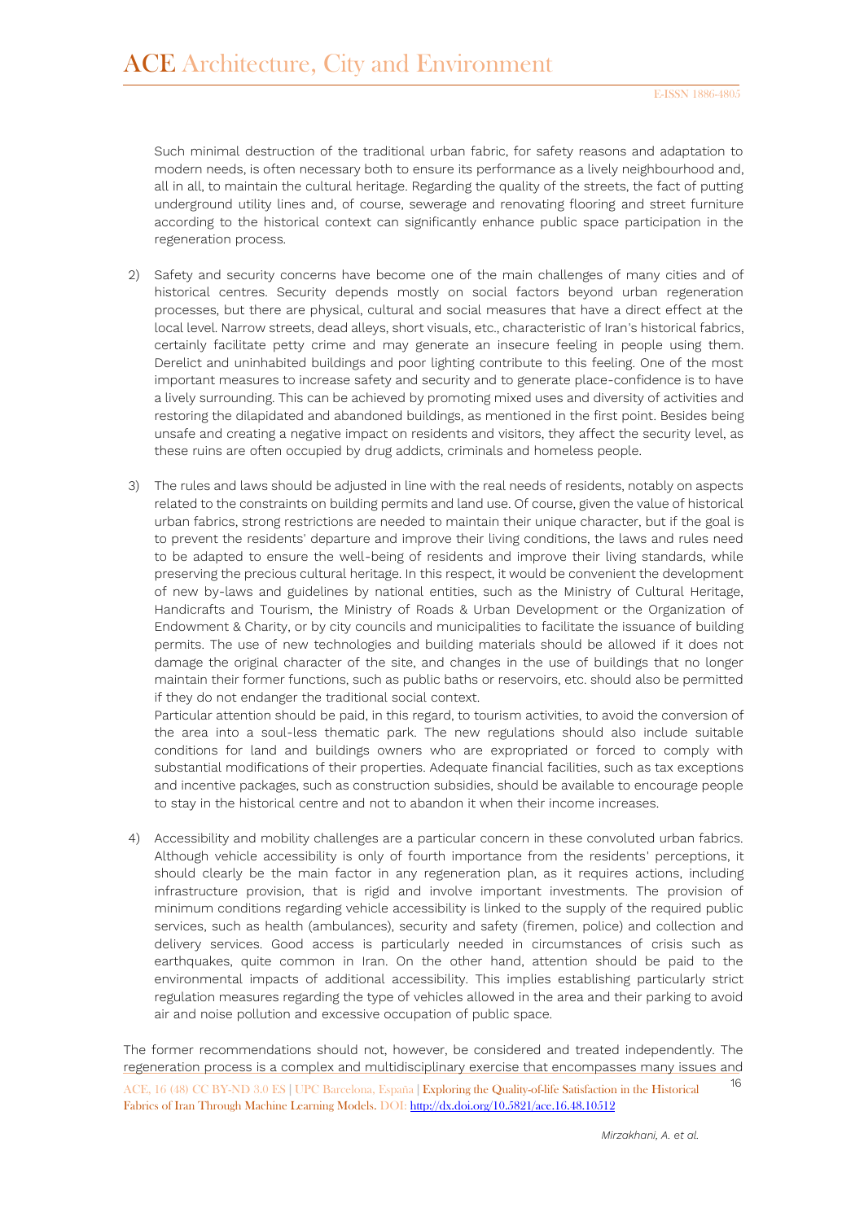Such minimal destruction of the traditional urban fabric, for safety reasons and adaptation to modern needs, is often necessary both to ensure its performance as a lively neighbourhood and, all in all, to maintain the cultural heritage. Regarding the quality of the streets, the fact of putting underground utility lines and, of course, sewerage and renovating flooring and street furniture according to the historical context can significantly enhance public space participation in the regeneration process.

2) Safety and security concerns have become one of the main challenges of many cities and of historical centres. Security depends mostly on social factors beyond urban regeneration processes, but there are physical, cultural and social measures that have a direct effect at the local level. Narrow streets, dead alleys, short visuals, etc., characteristic of Iran's historical fabrics, certainly facilitate petty crime and may generate an insecure feeling in people using them. Derelict and uninhabited buildings and poor lighting contribute to this feeling. One of the most important measures to increase safety and security and to generate place-confidence is to have a lively surrounding. This can be achieved by promoting mixed uses and diversity of activities and restoring the dilapidated and abandoned buildings, as mentioned in the first point. Besides being unsafe and creating a negative impact on residents and visitors, they affect the security level, as these ruins are often occupied by drug addicts, criminals and homeless people.

3) The rules and laws should be adjusted in line with the real needs of residents, notably on aspects related to the constraints on building permits and land use. Of course, given the value of historical urban fabrics, strong restrictions are needed to maintain their unique character, but if the goal is to prevent the residents' departure and improve their living conditions, the laws and rules need to be adapted to ensure the well-being of residents and improve their living standards, while preserving the precious cultural heritage. In this respect, it would be convenient the development of new by-laws and guidelines by national entities, such as the Ministry of Cultural Heritage, Handicrafts and Tourism, the Ministry of Roads & Urban Development or the Organization of Endowment & Charity, or by city councils and municipalities to facilitate the issuance of building permits. The use of new technologies and building materials should be allowed if it does not damage the original character of the site, and changes in the use of buildings that no longer maintain their former functions, such as public baths or reservoirs, etc. should also be permitted if they do not endanger the traditional social context.
Particular attention should be paid, in this regard, to tourism activities, to avoid the conversion of the area into a soul-less thematic park. The new regulations should also include suitable conditions for land and buildings owners who are expropriated or forced to comply with substantial modifications of their properties. Adequate financial facilities, such as tax exceptions and incentive packages, such as construction subsidies, should be available to encourage people to stay in the historical centre and not to abandon it when their income increases.

4) Accessibility and mobility challenges are a particular concern in these convoluted urban fabrics. Although vehicle accessibility is only of fourth importance from the residents' perceptions, it should clearly be the main factor in any regeneration plan, as it requires actions, including infrastructure provision, that is rigid and involve important investments. The provision of minimum conditions regarding vehicle accessibility is linked to the supply of the required public services, such as health (ambulances), security and safety (firemen, police) and collection and delivery services. Good access is particularly needed in circumstances of crisis such as earthquakes, quite common in Iran. On the other hand, attention should be paid to the environmental impacts of additional accessibility. This implies establishing particularly strict regulation measures regarding the type of vehicles allowed in the area and their parking to avoid air and noise pollution and excessive occupation of public space.

The former recommendations should not, however, be considered and treated independently. The regeneration process is a complex and multidisciplinary exercise that encompasses many issues and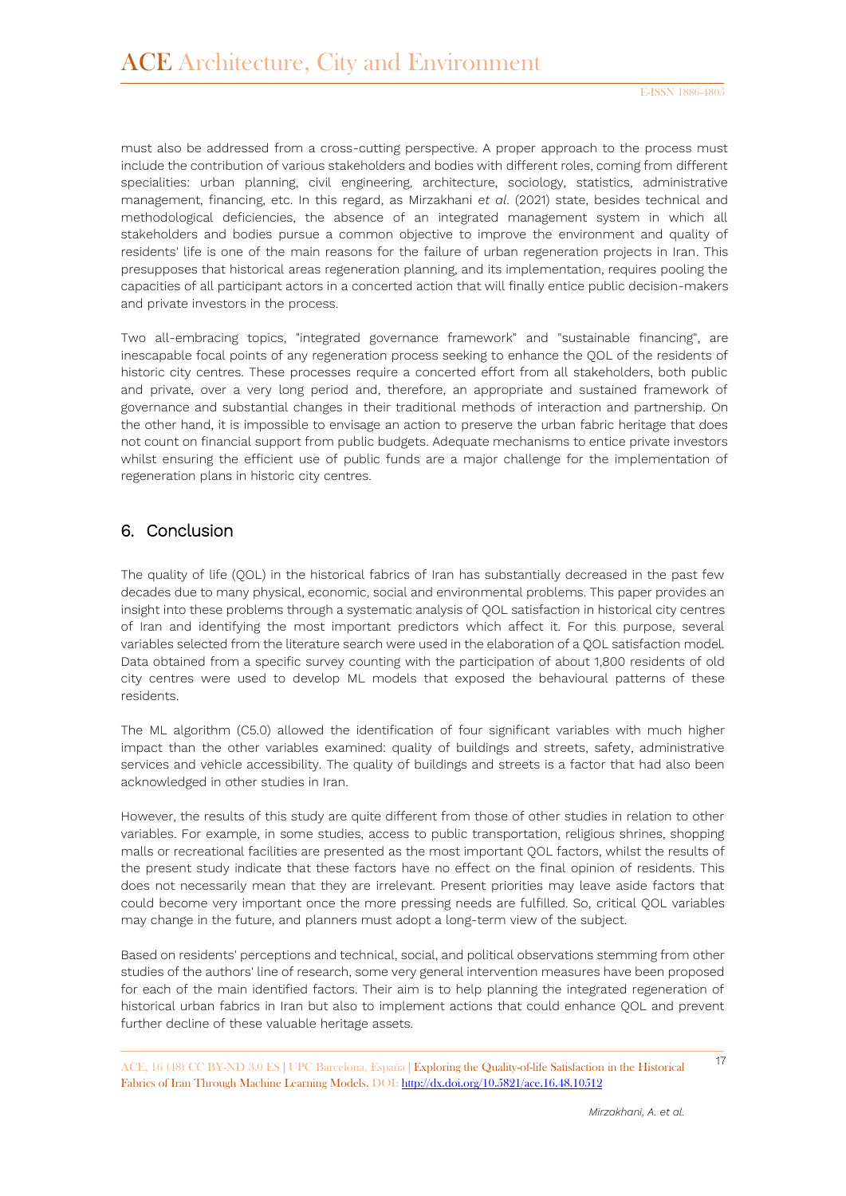must also be addressed from a cross-cutting perspective. A proper approach to the process must include the contribution of various stakeholders and bodies with different roles, coming from different specialities: urban planning, civil engineering, architecture, sociology, statistics, administrative management, financing, etc. In this regard, as Mirzakhani *et al.* (2021) state, besides technical and methodological deficiencies, the absence of an integrated management system in which all stakeholders and bodies pursue a common objective to improve the environment and quality of residents' life is one of the main reasons for the failure of urban regeneration projects in Iran. This presupposes that historical areas regeneration planning, and its implementation, requires pooling the capacities of all participant actors in a concerted action that will finally entice public decision-makers and private investors in the process.

Two all-embracing topics, "integrated governance framework" and "sustainable financing", are inescapable focal points of any regeneration process seeking to enhance the QOL of the residents of historic city centres. These processes require a concerted effort from all stakeholders, both public and private, over a very long period and, therefore, an appropriate and sustained framework of governance and substantial changes in their traditional methods of interaction and partnership. On the other hand, it is impossible to envisage an action to preserve the urban fabric heritage that does not count on financial support from public budgets. Adequate mechanisms to entice private investors whilst ensuring the efficient use of public funds are a major challenge for the implementation of regeneration plans in historic city centres.

## 6. Conclusion

The quality of life (QOL) in the historical fabrics of Iran has substantially decreased in the past few decades due to many physical, economic, social and environmental problems. This paper provides an insight into these problems through a systematic analysis of QOL satisfaction in historical city centres of Iran and identifying the most important predictors which affect it. For this purpose, several variables selected from the literature search were used in the elaboration of a QOL satisfaction model. Data obtained from a specific survey counting with the participation of about 1,800 residents of old city centres were used to develop ML models that exposed the behavioural patterns of these residents.

The ML algorithm (C5.0) allowed the identification of four significant variables with much higher impact than the other variables examined: quality of buildings and streets, safety, administrative services and vehicle accessibility. The quality of buildings and streets is a factor that had also been acknowledged in other studies in Iran.

However, the results of this study are quite different from those of other studies in relation to other variables. For example, in some studies, access to public transportation, religious shrines, shopping malls or recreational facilities are presented as the most important QOL factors, whilst the results of the present study indicate that these factors have no effect on the final opinion of residents. This does not necessarily mean that they are irrelevant. Present priorities may leave aside factors that could become very important once the more pressing needs are fulfilled. So, critical QOL variables may change in the future, and planners must adopt a long-term view of the subject.

Based on residents' perceptions and technical, social, and political observations stemming from other studies of the authors' line of research, some very general intervention measures have been proposed for each of the main identified factors. Their aim is to help planning the integrated regeneration of historical urban fabrics in Iran but also to implement actions that could enhance QOL and prevent further decline of these valuable heritage assets.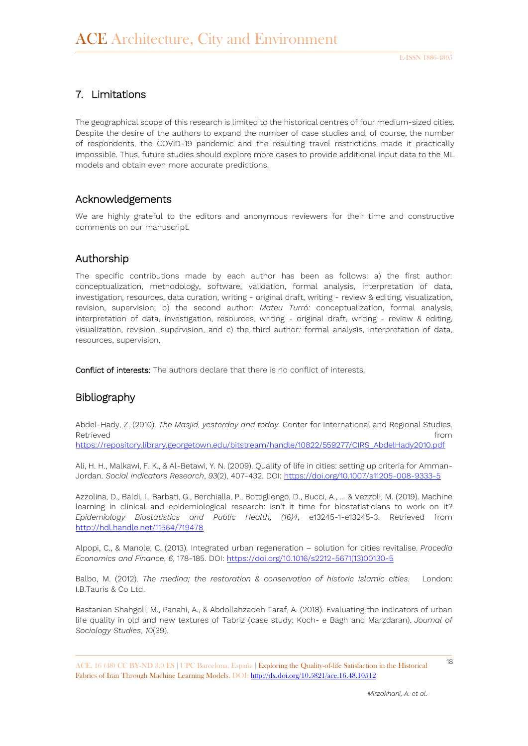## 7. Limitations

The geographical scope of this research is limited to the historical centres of four medium-sized cities. Despite the desire of the authors to expand the number of case studies and, of course, the number of respondents, the COVID-19 pandemic and the resulting travel restrictions made it practically impossible. Thus, future studies should explore more cases to provide additional input data to the ML models and obtain even more accurate predictions.

## Acknowledgements

We are highly grateful to the editors and anonymous reviewers for their time and constructive comments on our manuscript.

## Authorship

The specific contributions made by each author has been as follows: a) the first author: conceptualization, methodology, software, validation, formal analysis, interpretation of data, investigation, resources, data curation, writing - original draft, writing - review & editing, visualization, revision, supervision; b) the second author: *Mateu Turró:* conceptualization, formal analysis, interpretation of data, investigation, resources, writing - original draft, writing - review & editing, visualization, revision, supervision, and c) the third author*:* formal analysis, interpretation of data, resources, supervision.

**Conflict of interests:** The authors declare that there is no conflict of interests.

## Bibliography

Abdel-Hady, Z. (2010). *The Masjid, yesterday and today*. Center for International and Regional Studies. Retrieved from https://repository.library.georgetown.edu/bitstream/handle/10822/559277/CIRS_AbdelHady2010.pdf

Ali, H. H., Malkawi, F. K., & Al-Betawi, Y. N. (2009). Quality of life in cities: setting up criteria for Amman-Jordan. *Social Indicators Research*, *93*(2), 407-432. DOI: https://doi.org/10.1007/s11205-008-9333-5

Azzolina, D., Baldi, I., Barbati, G., Berchialla, P., Bottigliengo, D., Bucci, A., ... & Vezzoli, M. (2019). Machine learning in clinical and epidemiological research: isn't it time for biostatisticians to work on it? *Epidemiology Biostatistics and Public Health, (16)4*, e13245-1-e13245-3. Retrieved from http://hdl.handle.net/11564/719478

Alpopi, C., & Manole, C. (2013). Integrated urban regeneration – solution for cities revitalise. *Procedia Economics and Finance*, *6*, 178-185. DOI: https://doi.org/10.1016/s2212-5671(13)00130-5

Balbo, M. (2012). *The medina; the restoration & conservation of historic Islamic cities*. London: I.B.Tauris & Co Ltd.

Bastanian Shahgoli, M., Panahi, A., & Abdollahzadeh Taraf, A. (2018). Evaluating the indicators of urban life quality in old and new textures of Tabriz (case study: Koch- e Bagh and Marzdaran). *Journal of Sociology Studies*, *10*(39).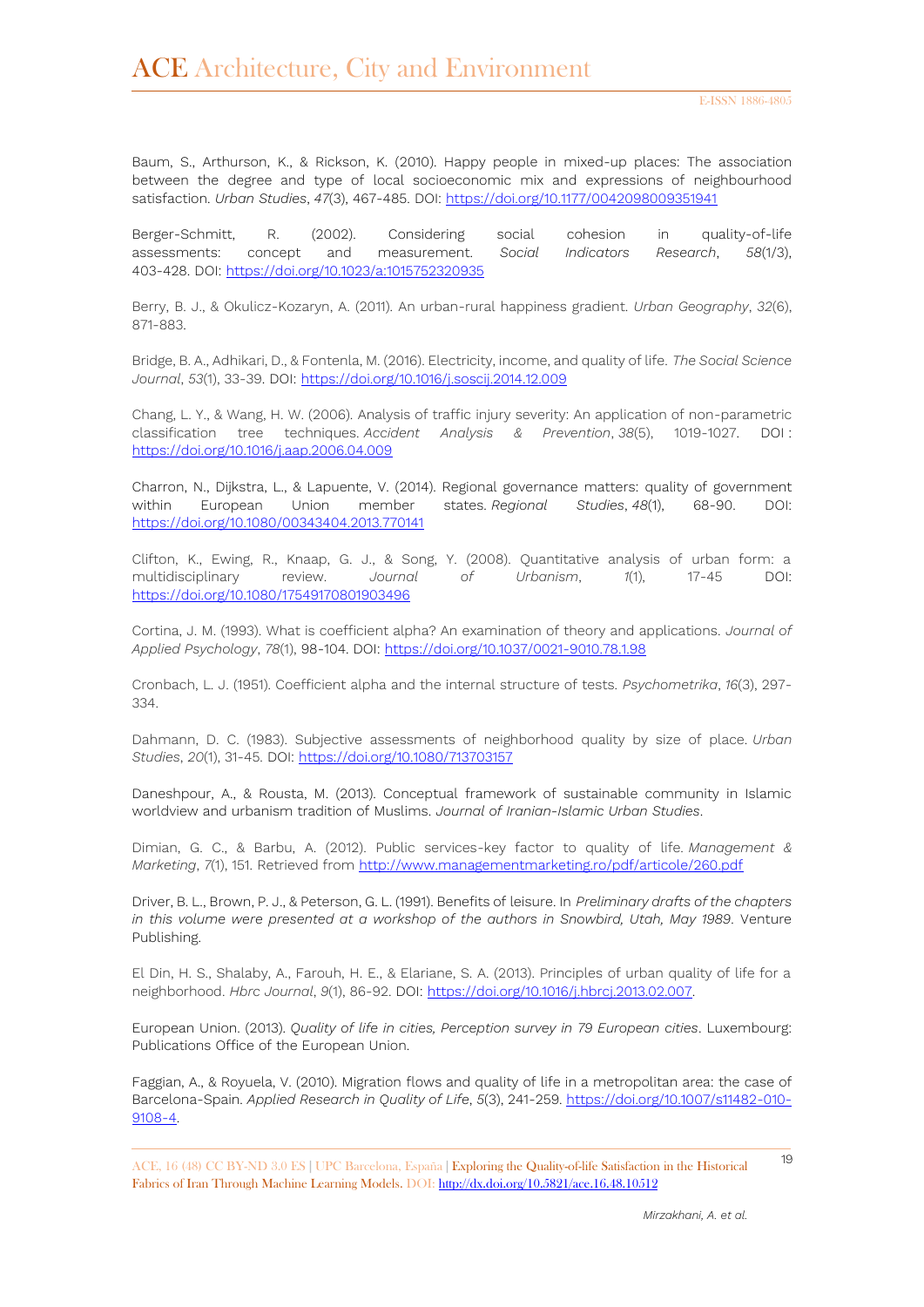Baum, S., Arthurson, K., & Rickson, K. (2010). Happy people in mixed-up places: The association between the degree and type of local socioeconomic mix and expressions of neighbourhood satisfaction. *Urban Studies*, *47*(3), 467-485. DOI: https://doi.org/10.1177/0042098009351941

Berger-Schmitt, R. (2002). Considering social cohesion in quality-of-life assessments: concept and measurement. *Social Indicators Research*, *58*(1/3), 403-428. DOI: https://doi.org/10.1023/a:1015752320935

Berry, B. J., & Okulicz-Kozaryn, A. (2011). An urban-rural happiness gradient. *Urban Geography*, *32*(6), 871-883.

Bridge, B. A., Adhikari, D., & Fontenla, M. (2016). Electricity, income, and quality of life. *The Social Science Journal*, *53*(1), 33-39. DOI: https://doi.org/10.1016/j.soscij.2014.12.009

Chang, L. Y., & Wang, H. W. (2006). Analysis of traffic injury severity: An application of non-parametric classification tree techniques. *Accident Analysis & Prevention*, *38*(5), 1019-1027. DOI : https://doi.org/10.1016/j.aap.2006.04.009

Charron, N., Dijkstra, L., & Lapuente, V. (2014). Regional governance matters: quality of government within European Union member states. *Regional Studies*, *48*(1), 68-90. DOI: https://doi.org/10.1080/00343404.2013.770141

Clifton, K., Ewing, R., Knaap, G. J., & Song, Y. (2008). Quantitative analysis of urban form: a multidisciplinary review. *Journal of Urbanism*, *1*(1), 17-45 DOI: https://doi.org/10.1080/17549170801903496

Cortina, J. M. (1993). What is coefficient alpha? An examination of theory and applications. *Journal of Applied Psychology*, *78*(1), 98-104. DOI: https://doi.org/10.1037/0021-9010.78.1.98

Cronbach, L. J. (1951). Coefficient alpha and the internal structure of tests. *Psychometrika*, *16*(3), 297-334.

Dahmann, D. C. (1983). Subjective assessments of neighborhood quality by size of place. *Urban Studies*, *20*(1), 31-45. DOI: https://doi.org/10.1080/713703157

Daneshpour, A., & Rousta, M. (2013). Conceptual framework of sustainable community in Islamic worldview and urbanism tradition of Muslims. *Journal of Iranian-Islamic Urban Studies*.

Dimian, G. C., & Barbu, A. (2012). Public services-key factor to quality of life. *Management & Marketing*, *7*(1), 151. Retrieved from http://www.managementmarketing.ro/pdf/articole/260.pdf

Driver, B. L., Brown, P. J., & Peterson, G. L. (1991). Benefits of leisure. In *Preliminary drafts of the chapters in this volume were presented at a workshop of the authors in Snowbird, Utah, May 1989*. Venture Publishing.

El Din, H. S., Shalaby, A., Farouh, H. E., & Elariane, S. A. (2013). Principles of urban quality of life for a neighborhood. *Hbrc Journal*, *9*(1), 86-92. DOI: https://doi.org/10.1016/j.hbrcj.2013.02.007.

European Union. (2013). *Quality of life in cities, Perception survey in 79 European cities*. Luxembourg: Publications Office of the European Union.

Faggian, A., & Royuela, V. (2010). Migration flows and quality of life in a metropolitan area: the case of Barcelona-Spain. *Applied Research in Quality of Life*, *5*(3), 241-259. https://doi.org/10.1007/s11482-010-9108-4.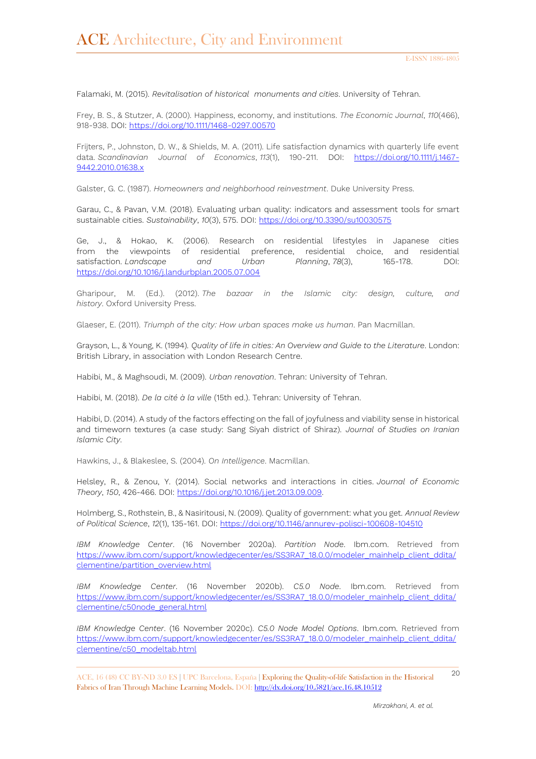Falamaki, M. (2015). *Revitalisation of historical monuments and cities*. University of Tehran.

Frey, B. S., & Stutzer, A. (2000). Happiness, economy, and institutions. *The Economic Journal*, *110*(466), 918-938. DOI: https://doi.org/10.1111/1468-0297.00570

Frijters, P., Johnston, D. W., & Shields, M. A. (2011). Life satisfaction dynamics with quarterly life event data. *Scandinavian Journal of Economics*, *113*(1), 190-211. DOI: https://doi.org/10.1111/j.1467-9442.2010.01638.x

Galster, G. C. (1987). *Homeowners and neighborhood reinvestment*. Duke University Press.

Garau, C., & Pavan, V.M. (2018). Evaluating urban quality: indicators and assessment tools for smart sustainable cities. *Sustainability*, *10*(3), 575. DOI: https://doi.org/10.3390/su10030575

Ge, J., & Hokao, K. (2006). Research on residential lifestyles in Japanese cities from the viewpoints of residential preference, residential choice, and residential satisfaction. *Landscape and Urban Planning*, *78*(3), 165-178. DOI: https://doi.org/10.1016/j.landurbplan.2005.07.004

Gharipour, M. (Ed.). (2012). *The bazaar in the Islamic city: design, culture, and history*. Oxford University Press.

Glaeser, E. (2011). *Triumph of the city: How urban spaces make us human*. Pan Macmillan.

Grayson, L., & Young, K. (1994). *Quality of life in cities: An Overview and Guide to the Literature*. London: British Library, in association with London Research Centre.

Habibi, M., & Maghsoudi, M. (2009). *Urban renovation*. Tehran: University of Tehran.

Habibi, M. (2018). *De la cité à la ville* (15th ed.). Tehran: University of Tehran.

Habibi, D. (2014). A study of the factors effecting on the fall of joyfulness and viability sense in historical and timeworn textures (a case study: Sang Siyah district of Shiraz). *Journal of Studies on Iranian Islamic City*.

Hawkins, J., & Blakeslee, S. (2004). *On Intelligence*. Macmillan.

Helsley, R., & Zenou, Y. (2014). Social networks and interactions in cities. *Journal of Economic Theory*, *150*, 426-466. DOI: https://doi.org/10.1016/j.jet.2013.09.009.

Holmberg, S., Rothstein, B., & Nasiritousi, N. (2009). Quality of government: what you get. *Annual Review of Political Science*, *12*(1), 135-161. DOI: https://doi.org/10.1146/annurev-polisci-100608-104510

*IBM Knowledge Center*. (16 November 2020a). *Partition Node*. Ibm.com. Retrieved from https://www.ibm.com/support/knowledgecenter/es/SS3RA7_18.0.0/modeler_mainhelp_client_ddita/clementine/partition_overview.html

*IBM Knowledge Center*. (16 November 2020b). *C5.0 Node*. Ibm.com. Retrieved from https://www.ibm.com/support/knowledgecenter/es/SS3RA7_18.0.0/modeler_mainhelp_client_ddita/clementine/c50node_general.html

*IBM Knowledge Center*. (16 November 2020c). *C5.0 Node Model Options*. Ibm.com. Retrieved from https://www.ibm.com/support/knowledgecenter/es/SS3RA7_18.0.0/modeler_mainhelp_client_ddita/clementine/c50_modeltab.html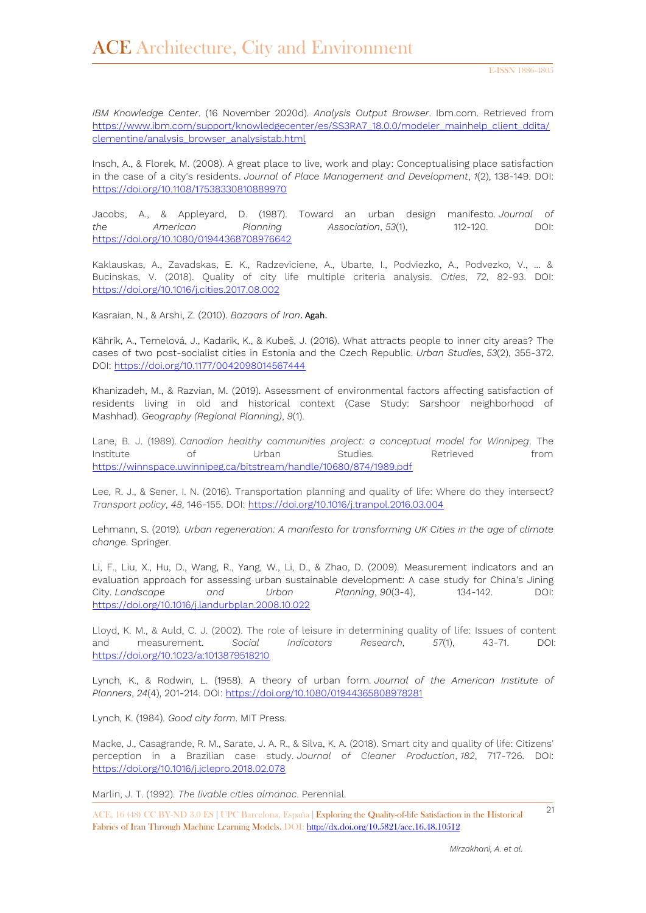*IBM Knowledge Center*. (16 November 2020d). *Analysis Output Browser*. Ibm.com. Retrieved from https://www.ibm.com/support/knowledgecenter/es/SS3RA7_18.0.0/modeler_mainhelp_client_ddita/clementine/analysis_browser_analysistab.html

Insch, A., & Florek, M. (2008). A great place to live, work and play: Conceptualising place satisfaction in the case of a city's residents. *Journal of Place Management and Development*, *1*(2), 138-149. DOI: https://doi.org/10.1108/17538330810889970

Jacobs, A., & Appleyard, D. (1987). Toward an urban design manifesto. *Journal of the American Planning Association*, *53*(1), 112-120. DOI: https://doi.org/10.1080/01944368708976642

Kaklauskas, A., Zavadskas, E. K., Radzeviciene, A., Ubarte, I., Podviezko, A., Podvezko, V., ... & Bucinskas, V. (2018). Quality of city life multiple criteria analysis. *Cities*, *72*, 82-93. DOI: https://doi.org/10.1016/j.cities.2017.08.002

Kasraian, N., & Arshi, Z. (2010). *Bazaars of Iran*. Agah.

Kährik, A., Temelová, J., Kadarik, K., & Kubeš, J. (2016). What attracts people to inner city areas? The cases of two post-socialist cities in Estonia and the Czech Republic. *Urban Studies*, *53*(2), 355-372. DOI: https://doi.org/10.1177/0042098014567444

Khanizadeh, M., & Razvian, M. (2019). Assessment of environmental factors affecting satisfaction of residents living in old and historical context (Case Study: Sarshoor neighborhood of Mashhad). *Geography (Regional Planning)*, *9*(1).

Lane, B. J. (1989). *Canadian healthy communities project: a conceptual model for Winnipeg*. The Institute of Urban Studies. Retrieved from https://winnspace.uwinnipeg.ca/bitstream/handle/10680/874/1989.pdf

Lee, R. J., & Sener, I. N. (2016). Transportation planning and quality of life: Where do they intersect? *Transport policy*, *48*, 146-155. DOI: https://doi.org/10.1016/j.tranpol.2016.03.004

Lehmann, S. (2019). *Urban regeneration: A manifesto for transforming UK Cities in the age of climate change*. Springer.

Li, F., Liu, X., Hu, D., Wang, R., Yang, W., Li, D., & Zhao, D. (2009). Measurement indicators and an evaluation approach for assessing urban sustainable development: A case study for China's Jining City. *Landscape and Urban Planning*, *90*(3-4), 134-142. DOI: https://doi.org/10.1016/j.landurbplan.2008.10.022

Lloyd, K. M., & Auld, C. J. (2002). The role of leisure in determining quality of life: Issues of content and measurement. *Social Indicators Research*, *57*(1), 43-71. DOI: https://doi.org/10.1023/a:1013879518210

Lynch, K., & Rodwin, L. (1958). A theory of urban form. *Journal of the American Institute of Planners*, *24*(4), 201-214. DOI: https://doi.org/10.1080/01944365808978281

Lynch, K. (1984). *Good city form*. MIT Press.

Macke, J., Casagrande, R. M., Sarate, J. A. R., & Silva, K. A. (2018). Smart city and quality of life: Citizens' perception in a Brazilian case study. *Journal of Cleaner Production*, *182*, 717-726. DOI: https://doi.org/10.1016/j.jclepro.2018.02.078

Marlin, J. T. (1992). *The livable cities almanac*. Perennial.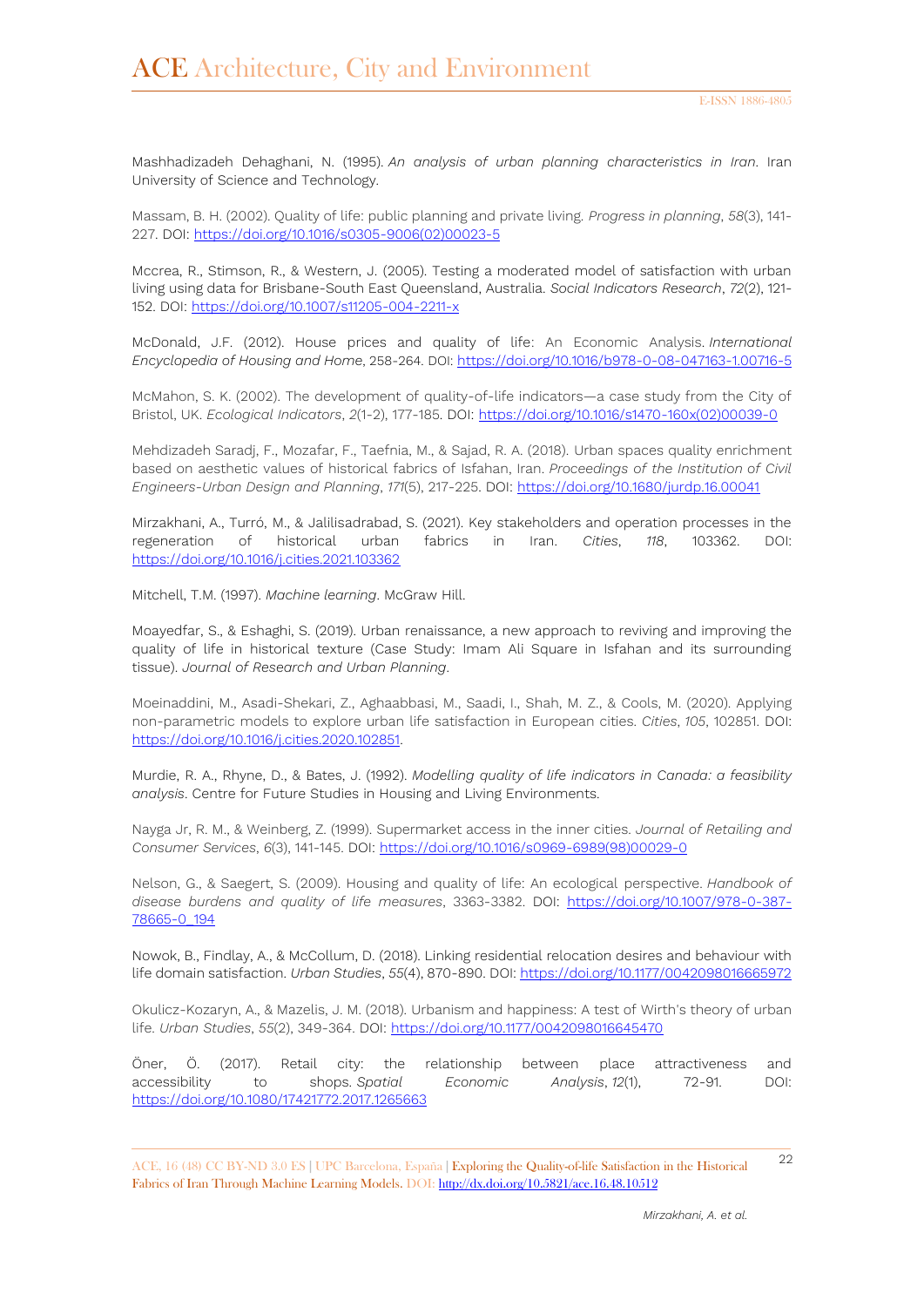Mashhadizadeh Dehaghani, N. (1995). *An analysis of urban planning characteristics in Iran*. Iran University of Science and Technology.

Massam, B. H. (2002). Quality of life: public planning and private living. *Progress in planning*, *58*(3), 141-227. DOI: https://doi.org/10.1016/s0305-9006(02)00023-5

Mccrea, R., Stimson, R., & Western, J. (2005). Testing a moderated model of satisfaction with urban living using data for Brisbane-South East Queensland, Australia. *Social Indicators Research*, *72*(2), 121-152. DOI: https://doi.org/10.1007/s11205-004-2211-x

McDonald, J.F. (2012). House prices and quality of life: An Economic Analysis. *International Encyclopedia of Housing and Home*, 258-264. DOI: https://doi.org/10.1016/b978-0-08-047163-1.00716-5

McMahon, S. K. (2002). The development of quality-of-life indicators—a case study from the City of Bristol, UK. *Ecological Indicators*, *2*(1-2), 177-185. DOI: https://doi.org/10.1016/s1470-160x(02)00039-0

Mehdizadeh Saradj, F., Mozafar, F., Taefnia, M., & Sajad, R. A. (2018). Urban spaces quality enrichment based on aesthetic values of historical fabrics of Isfahan, Iran. *Proceedings of the Institution of Civil Engineers-Urban Design and Planning*, *171*(5), 217-225. DOI: https://doi.org/10.1680/jurdp.16.00041

Mirzakhani, A., Turró, M., & Jalilisadrabad, S. (2021). Key stakeholders and operation processes in the regeneration of historical urban fabrics in Iran. *Cities*, *118*, 103362. DOI: https://doi.org/10.1016/j.cities.2021.103362

Mitchell, T.M. (1997). *Machine learning*. McGraw Hill.

Moayedfar, S., & Eshaghi, S. (2019). Urban renaissance, a new approach to reviving and improving the quality of life in historical texture (Case Study: Imam Ali Square in Isfahan and its surrounding tissue). *Journal of Research and Urban Planning*.

Moeinaddini, M., Asadi-Shekari, Z., Aghaabbasi, M., Saadi, I., Shah, M. Z., & Cools, M. (2020). Applying non-parametric models to explore urban life satisfaction in European cities. *Cities*, *105*, 102851. DOI: https://doi.org/10.1016/j.cities.2020.102851.

Murdie, R. A., Rhyne, D., & Bates, J. (1992). *Modelling quality of life indicators in Canada: a feasibility analysis*. Centre for Future Studies in Housing and Living Environments.

Nayga Jr, R. M., & Weinberg, Z. (1999). Supermarket access in the inner cities. *Journal of Retailing and Consumer Services*, *6*(3), 141-145. DOI: https://doi.org/10.1016/s0969-6989(98)00029-0

Nelson, G., & Saegert, S. (2009). Housing and quality of life: An ecological perspective. *Handbook of disease burdens and quality of life measures*, 3363-3382. DOI: https://doi.org/10.1007/978-0-387-78665-0_194

Nowok, B., Findlay, A., & McCollum, D. (2018). Linking residential relocation desires and behaviour with life domain satisfaction. *Urban Studies*, *55*(4), 870-890. DOI: https://doi.org/10.1177/0042098016665972

Okulicz-Kozaryn, A., & Mazelis, J. M. (2018). Urbanism and happiness: A test of Wirth's theory of urban life. *Urban Studies*, *55*(2), 349-364. DOI: https://doi.org/10.1177/0042098016645470

Öner, Ö. (2017). Retail city: the relationship between place attractiveness and accessibility to shops. *Spatial Economic Analysis*, *12*(1), 72-91. DOI: https://doi.org/10.1080/17421772.2017.1265663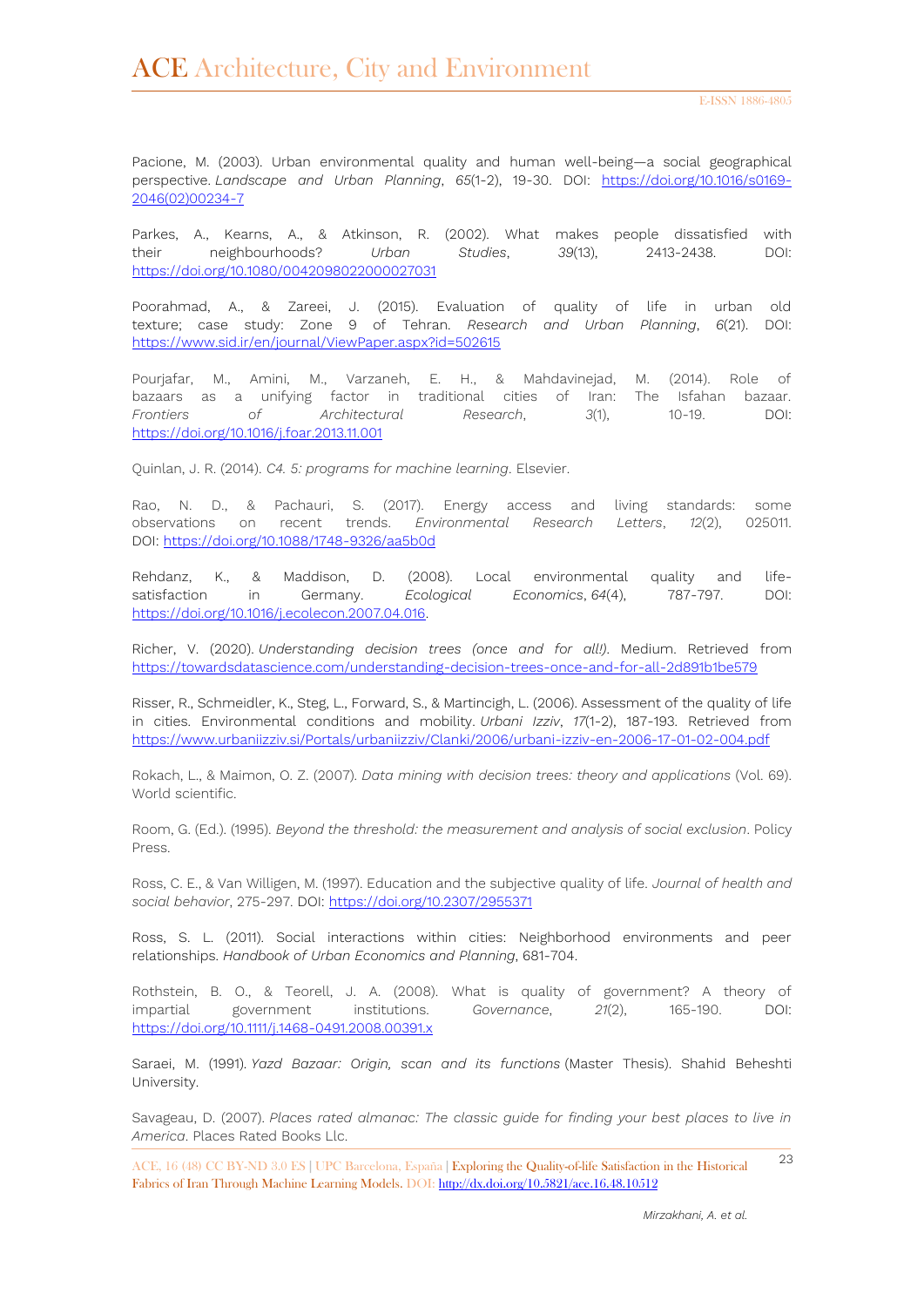Pacione, M. (2003). Urban environmental quality and human well-being—a social geographical perspective. *Landscape and Urban Planning*, *65*(1-2), 19-30. DOI: https://doi.org/10.1016/s0169-2046(02)00234-7

Parkes, A., Kearns, A., & Atkinson, R. (2002). What makes people dissatisfied with their neighbourhoods? *Urban Studies*, *39*(13), 2413-2438. DOI: https://doi.org/10.1080/0042098022000027031

Poorahmad, A., & Zareei, J. (2015). Evaluation of quality of life in urban old texture; case study: Zone 9 of Tehran. *Research and Urban Planning*, *6*(21). DOI: https://www.sid.ir/en/journal/ViewPaper.aspx?id=502615

Pourjafar, M., Amini, M., Varzaneh, E. H., & Mahdavinejad, M. (2014). Role of bazaars as a unifying factor in traditional cities of Iran: The Isfahan bazaar. *Frontiers of Architectural Research*, *3*(1), 10-19. DOI: https://doi.org/10.1016/j.foar.2013.11.001

Quinlan, J. R. (2014). *C4. 5: programs for machine learning*. Elsevier.

Rao, N. D., & Pachauri, S. (2017). Energy access and living standards: some observations on recent trends. *Environmental Research Letters*, *12*(2), 025011. DOI: https://doi.org/10.1088/1748-9326/aa5b0d

Rehdanz, K., & Maddison, D. (2008). Local environmental quality and life-satisfaction in Germany. *Ecological Economics*, *64*(4), 787-797. DOI: https://doi.org/10.1016/j.ecolecon.2007.04.016.

Richer, V. (2020). *Understanding decision trees (once and for all!)*. Medium. Retrieved from https://towardsdatascience.com/understanding-decision-trees-once-and-for-all-2d891b1be579

Risser, R., Schmeidler, K., Steg, L., Forward, S., & Martincigh, L. (2006). Assessment of the quality of life in cities. Environmental conditions and mobility. *Urbani Izziv*, *17*(1-2), 187-193. Retrieved from https://www.urbaniizziv.si/Portals/urbaniizziv/Clanki/2006/urbani-izziv-en-2006-17-01-02-004.pdf

Rokach, L., & Maimon, O. Z. (2007). *Data mining with decision trees: theory and applications* (Vol. 69). World scientific.

Room, G. (Ed.). (1995). *Beyond the threshold: the measurement and analysis of social exclusion*. Policy Press.

Ross, C. E., & Van Willigen, M. (1997). Education and the subjective quality of life. *Journal of health and social behavior*, 275-297. DOI: https://doi.org/10.2307/2955371

Ross, S. L. (2011). Social interactions within cities: Neighborhood environments and peer relationships. *Handbook of Urban Economics and Planning*, 681-704.

Rothstein, B. O., & Teorell, J. A. (2008). What is quality of government? A theory of impartial government institutions. *Governance*, *21*(2), 165-190. DOI: https://doi.org/10.1111/j.1468-0491.2008.00391.x

Saraei, M. (1991). *Yazd Bazaar: Origin, scan and its functions* (Master Thesis). Shahid Beheshti University.

Savageau, D. (2007). *Places rated almanac: The classic guide for finding your best places to live in America*. Places Rated Books Llc.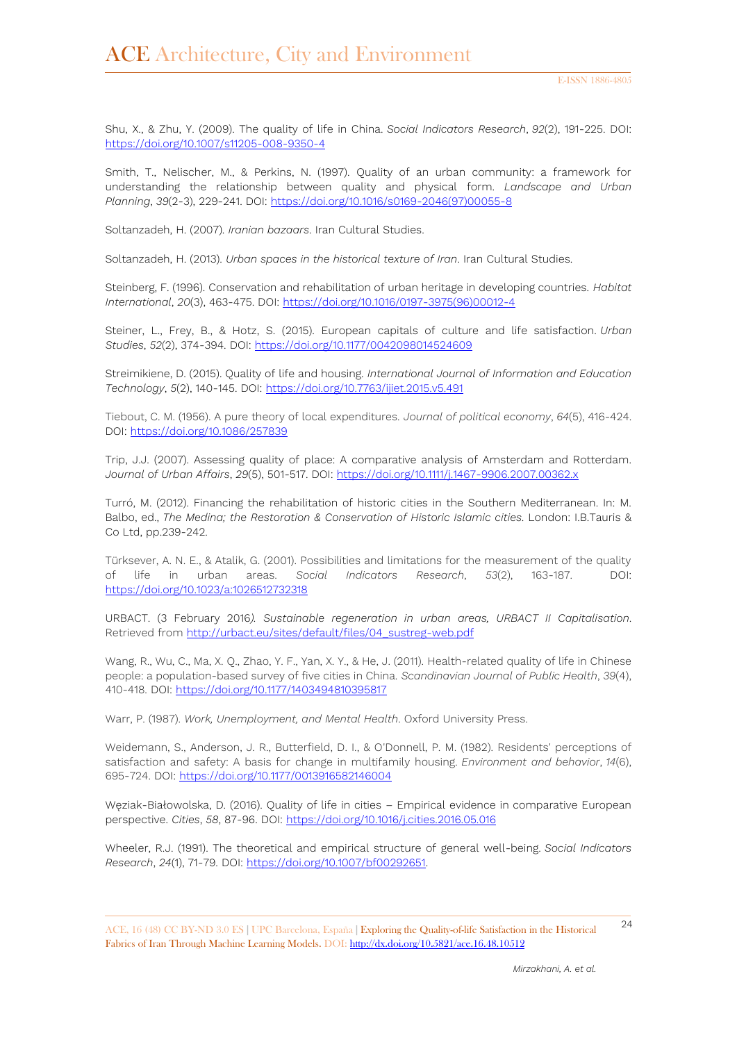Shu, X., & Zhu, Y. (2009). The quality of life in China. *Social Indicators Research*, *92*(2), 191-225. DOI: https://doi.org/10.1007/s11205-008-9350-4

Smith, T., Nelischer, M., & Perkins, N. (1997). Quality of an urban community: a framework for understanding the relationship between quality and physical form. *Landscape and Urban Planning*, *39*(2-3), 229-241. DOI: https://doi.org/10.1016/s0169-2046(97)00055-8

Soltanzadeh, H. (2007). *Iranian bazaars*. Iran Cultural Studies.

Soltanzadeh, H. (2013). *Urban spaces in the historical texture of Iran*. Iran Cultural Studies.

Steinberg, F. (1996). Conservation and rehabilitation of urban heritage in developing countries. *Habitat International*, *20*(3), 463-475. DOI: https://doi.org/10.1016/0197-3975(96)00012-4

Steiner, L., Frey, B., & Hotz, S. (2015). European capitals of culture and life satisfaction. *Urban Studies*, *52*(2), 374-394. DOI: https://doi.org/10.1177/0042098014524609

Streimikiene, D. (2015). Quality of life and housing. *International Journal of Information and Education Technology*, *5*(2), 140-145. DOI: https://doi.org/10.7763/ijiet.2015.v5.491

Tiebout, C. M. (1956). A pure theory of local expenditures. *Journal of political economy*, *64*(5), 416-424. DOI: https://doi.org/10.1086/257839

Trip, J.J. (2007). Assessing quality of place: A comparative analysis of Amsterdam and Rotterdam. *Journal of Urban Affairs*, *29*(5), 501-517. DOI: https://doi.org/10.1111/j.1467-9906.2007.00362.x

Turró, M. (2012). Financing the rehabilitation of historic cities in the Southern Mediterranean. In: M. Balbo, ed., *The Medina; the Restoration & Conservation of Historic Islamic cities*. London: I.B.Tauris & Co Ltd, pp.239-242.

Türksever, A. N. E., & Atalik, G. (2001). Possibilities and limitations for the measurement of the quality of life in urban areas. *Social Indicators Research*, *53*(2), 163-187. DOI: https://doi.org/10.1023/a:1026512732318

URBACT. (3 February 2016*). Sustainable regeneration in urban areas, URBACT II Capitalisation*. Retrieved from http://urbact.eu/sites/default/files/04_sustreg-web.pdf

Wang, R., Wu, C., Ma, X. Q., Zhao, Y. F., Yan, X. Y., & He, J. (2011). Health-related quality of life in Chinese people: a population-based survey of five cities in China. *Scandinavian Journal of Public Health*, *39*(4), 410-418. DOI: https://doi.org/10.1177/1403494810395817

Warr, P. (1987). *Work, Unemployment, and Mental Health*. Oxford University Press.

Weidemann, S., Anderson, J. R., Butterfield, D. I., & O'Donnell, P. M. (1982). Residents' perceptions of satisfaction and safety: A basis for change in multifamily housing. *Environment and behavior*, *14*(6), 695-724. DOI: https://doi.org/10.1177/0013916582146004

Węziak-Białowolska, D. (2016). Quality of life in cities – Empirical evidence in comparative European perspective. *Cities*, *58*, 87-96. DOI: https://doi.org/10.1016/j.cities.2016.05.016

Wheeler, R.J. (1991). The theoretical and empirical structure of general well-being. *Social Indicators Research*, *24*(1), 71-79. DOI: https://doi.org/10.1007/bf00292651.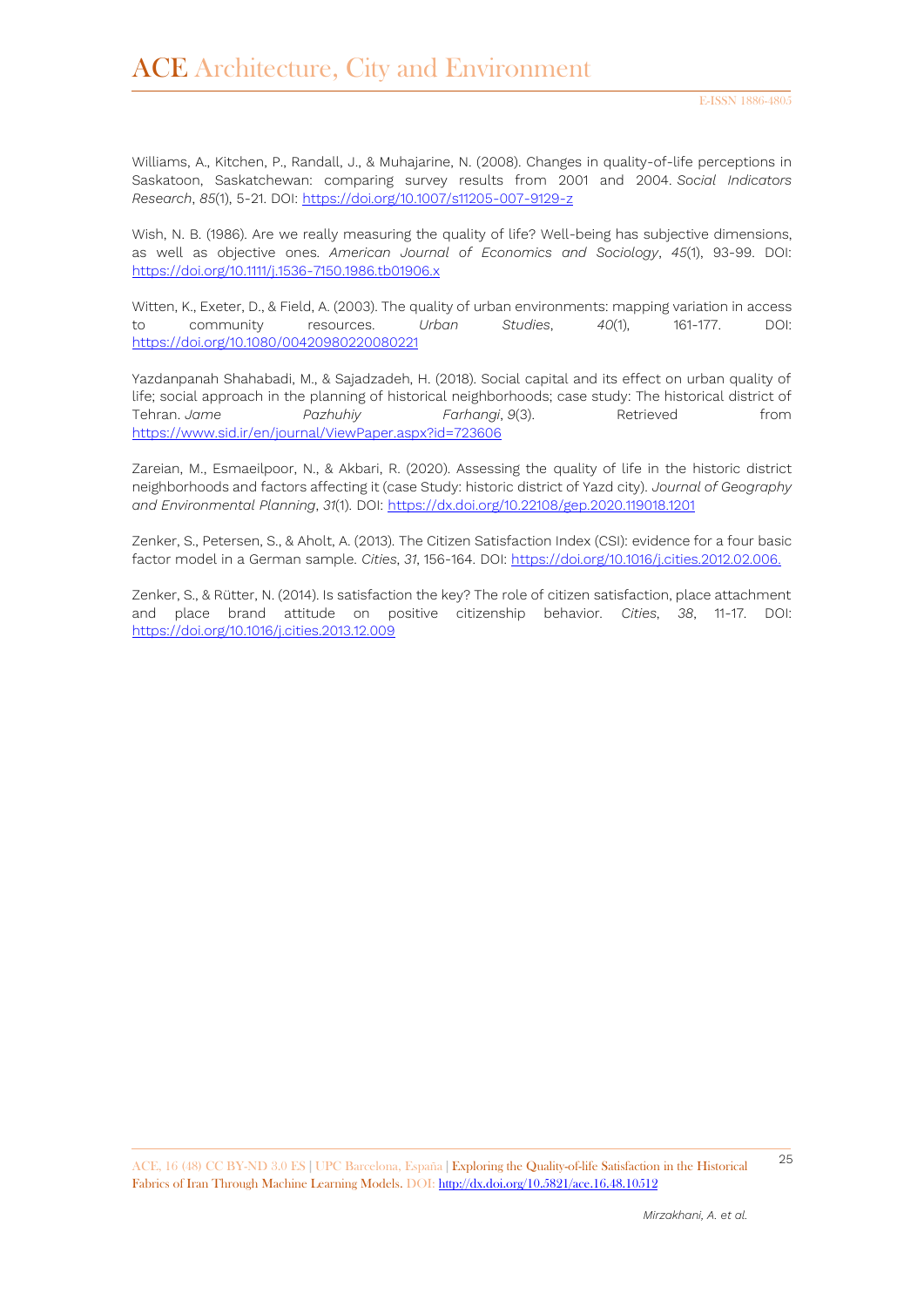Williams, A., Kitchen, P., Randall, J., & Muhajarine, N. (2008). Changes in quality-of-life perceptions in Saskatoon, Saskatchewan: comparing survey results from 2001 and 2004. *Social Indicators Research*, *85*(1), 5-21. DOI: https://doi.org/10.1007/s11205-007-9129-z

Wish, N. B. (1986). Are we really measuring the quality of life? Well-being has subjective dimensions, as well as objective ones. *American Journal of Economics and Sociology*, *45*(1), 93-99. DOI: https://doi.org/10.1111/j.1536-7150.1986.tb01906.x

Witten, K., Exeter, D., & Field, A. (2003). The quality of urban environments: mapping variation in access to community resources. *Urban Studies*, *40*(1), 161-177. DOI: https://doi.org/10.1080/00420980220080221

Yazdanpanah Shahabadi, M., & Sajadzadeh, H. (2018). Social capital and its effect on urban quality of life; social approach in the planning of historical neighborhoods; case study: The historical district of Tehran. *Jame Pazhuhiy Farhangi*, *9*(3). Retrieved from https://www.sid.ir/en/journal/ViewPaper.aspx?id=723606

Zareian, M., Esmaeilpoor, N., & Akbari, R. (2020). Assessing the quality of life in the historic district neighborhoods and factors affecting it (case Study: historic district of Yazd city). *Journal of Geography and Environmental Planning*, *31*(1). DOI: https://dx.doi.org/10.22108/gep.2020.119018.1201

Zenker, S., Petersen, S., & Aholt, A. (2013). The Citizen Satisfaction Index (CSI): evidence for a four basic factor model in a German sample. *Cities*, *31*, 156-164. DOI: https://doi.org/10.1016/j.cities.2012.02.006.

Zenker, S., & Rütter, N. (2014). Is satisfaction the key? The role of citizen satisfaction, place attachment and place brand attitude on positive citizenship behavior. *Cities*, *38*, 11-17. DOI: https://doi.org/10.1016/j.cities.2013.12.009